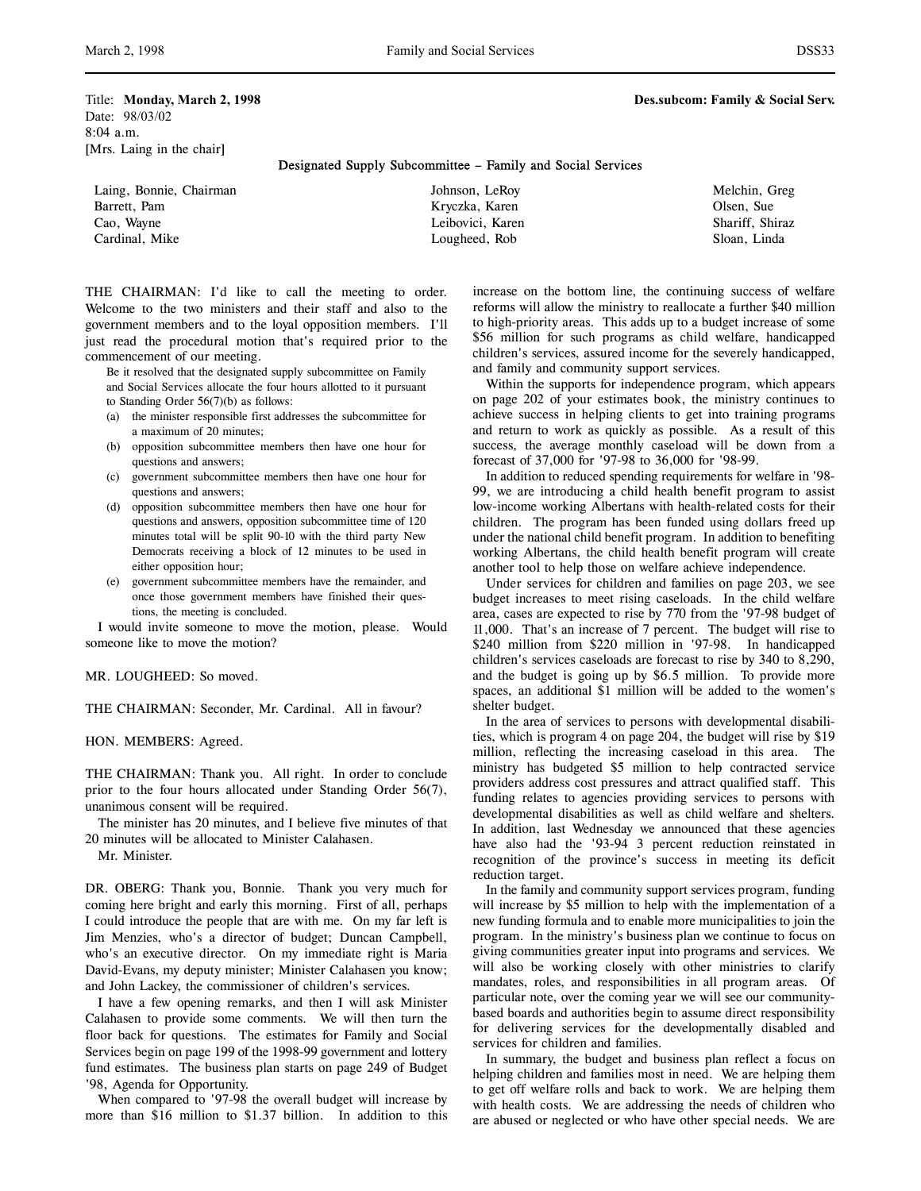Title: **Monday, March 2, 1998** **Des.subcom: Family & Social Serv.**
Date: 98/03/02
8:04 a.m.
[Mrs. Laing in the chair]

## Designated Supply Subcommittee – Family and Social Services

| | | |
|---|---|---|
| Laing, Bonnie, Chairman | Johnson, LeRoy | Melchin, Greg |
| Barrett, Pam | Kryczka, Karen | Olsen, Sue |
| Cao, Wayne | Leibovici, Karen | Shariff, Shiraz |
| Cardinal, Mike | Lougheed, Rob | Sloan, Linda |

THE CHAIRMAN: I'd like to call the meeting to order. Welcome to the two ministers and their staff and also to the government members and to the loyal opposition members. I'll just read the procedural motion that's required prior to the commencement of our meeting.

> Be it resolved that the designated supply subcommittee on Family and Social Services allocate the four hours allotted to it pursuant to Standing Order 56(7)(b) as follows:
> (a) the minister responsible first addresses the subcommittee for a maximum of 20 minutes;
> (b) opposition subcommittee members then have one hour for questions and answers;
> (c) government subcommittee members then have one hour for questions and answers;
> (d) opposition subcommittee members then have one hour for questions and answers, opposition subcommittee time of 120 minutes total will be split 90-10 with the third party New Democrats receiving a block of 12 minutes to be used in either opposition hour;
> (e) government subcommittee members have the remainder, and once those government members have finished their questions, the meeting is concluded.

I would invite someone to move the motion, please. Would someone like to move the motion?

MR. LOUGHEED: So moved.

THE CHAIRMAN: Seconder, Mr. Cardinal. All in favour?

HON. MEMBERS: Agreed.

THE CHAIRMAN: Thank you. All right. In order to conclude prior to the four hours allocated under Standing Order 56(7), unanimous consent will be required.

The minister has 20 minutes, and I believe five minutes of that 20 minutes will be allocated to Minister Calahasen.

Mr. Minister.

DR. OBERG: Thank you, Bonnie. Thank you very much for coming here bright and early this morning. First of all, perhaps I could introduce the people that are with me. On my far left is Jim Menzies, who's a director of budget; Duncan Campbell, who's an executive director. On my immediate right is Maria David-Evans, my deputy minister; Minister Calahasen you know; and John Lackey, the commissioner of children's services.

I have a few opening remarks, and then I will ask Minister Calahasen to provide some comments. We will then turn the floor back for questions. The estimates for Family and Social Services begin on page 199 of the 1998-99 government and lottery fund estimates. The business plan starts on page 249 of Budget '98, Agenda for Opportunity.

When compared to '97-98 the overall budget will increase by more than $16 million to $1.37 billion. In addition to this increase on the bottom line, the continuing success of welfare reforms will allow the ministry to reallocate a further $40 million to high-priority areas. This adds up to a budget increase of some $56 million for such programs as child welfare, handicapped children's services, assured income for the severely handicapped, and family and community support services.

Within the supports for independence program, which appears on page 202 of your estimates book, the ministry continues to achieve success in helping clients to get into training programs and return to work as quickly as possible. As a result of this success, the average monthly caseload will be down from a forecast of 37,000 for '97-98 to 36,000 for '98-99.

In addition to reduced spending requirements for welfare in '98-99, we are introducing a child health benefit program to assist low-income working Albertans with health-related costs for their children. The program has been funded using dollars freed up under the national child benefit program. In addition to benefiting working Albertans, the child health benefit program will create another tool to help those on welfare achieve independence.

Under services for children and families on page 203, we see budget increases to meet rising caseloads. In the child welfare area, cases are expected to rise by 770 from the '97-98 budget of 11,000. That's an increase of 7 percent. The budget will rise to $240 million from $220 million in '97-98. In handicapped children's services caseloads are forecast to rise by 340 to 8,290, and the budget is going up by $6.5 million. To provide more spaces, an additional $1 million will be added to the women's shelter budget.

In the area of services to persons with developmental disabilities, which is program 4 on page 204, the budget will rise by $19 million, reflecting the increasing caseload in this area. The ministry has budgeted $5 million to help contracted service providers address cost pressures and attract qualified staff. This funding relates to agencies providing services to persons with developmental disabilities as well as child welfare and shelters. In addition, last Wednesday we announced that these agencies have also had the '93-94 3 percent reduction reinstated in recognition of the province's success in meeting its deficit reduction target.

In the family and community support services program, funding will increase by $5 million to help with the implementation of a new funding formula and to enable more municipalities to join the program. In the ministry's business plan we continue to focus on giving communities greater input into programs and services. We will also be working closely with other ministries to clarify mandates, roles, and responsibilities in all program areas. Of particular note, over the coming year we will see our community-based boards and authorities begin to assume direct responsibility for delivering services for the developmentally disabled and services for children and families.

In summary, the budget and business plan reflect a focus on helping children and families most in need. We are helping them to get off welfare rolls and back to work. We are helping them with health costs. We are addressing the needs of children who are abused or neglected or who have other special needs. We are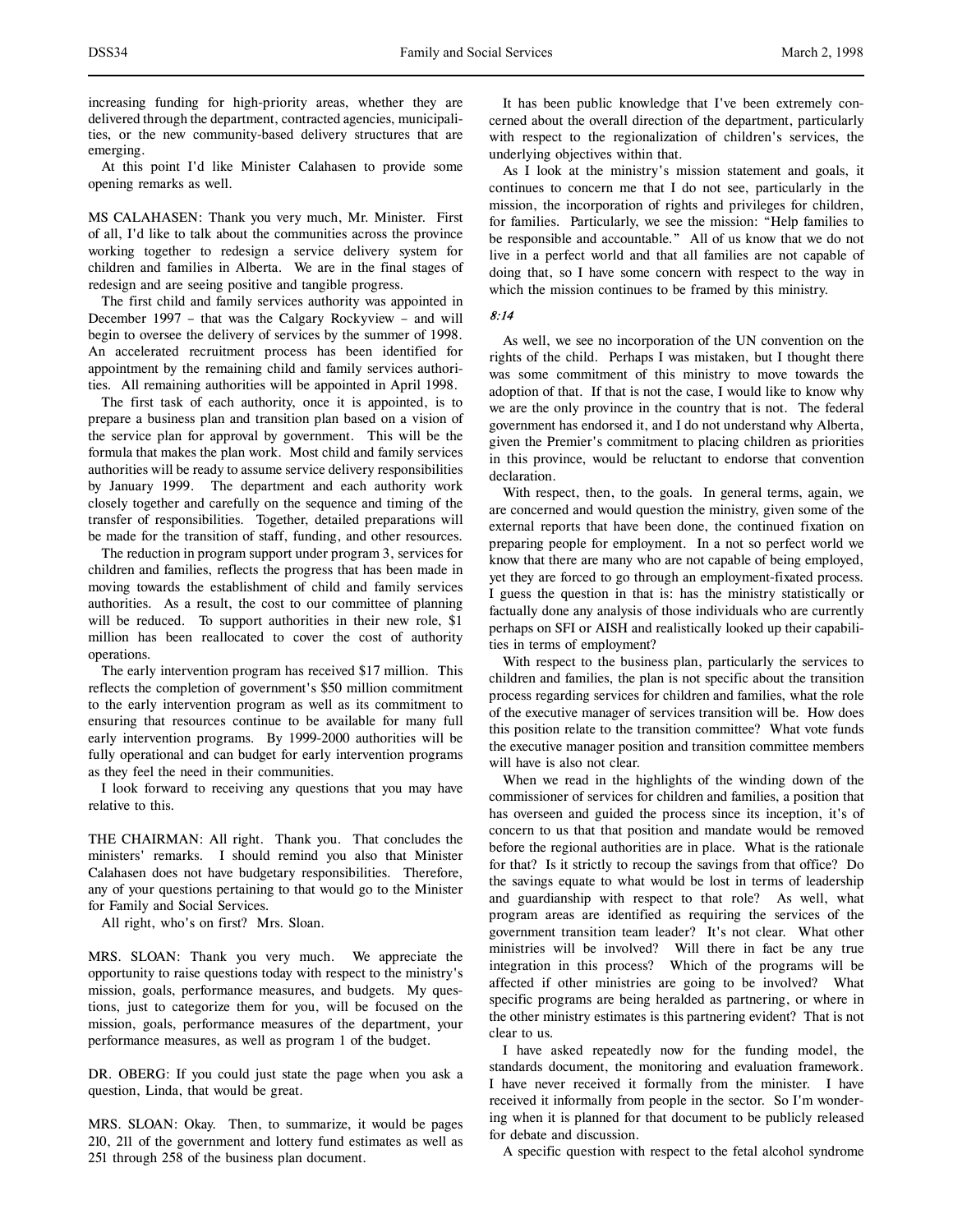increasing funding for high-priority areas, whether they are delivered through the department, contracted agencies, municipalities, or the new community-based delivery structures that are emerging.

At this point I'd like Minister Calahasen to provide some opening remarks as well.

MS CALAHASEN: Thank you very much, Mr. Minister. First of all, I'd like to talk about the communities across the province working together to redesign a service delivery system for children and families in Alberta. We are in the final stages of redesign and are seeing positive and tangible progress.

The first child and family services authority was appointed in December 1997 – that was the Calgary Rockyview – and will begin to oversee the delivery of services by the summer of 1998. An accelerated recruitment process has been identified for appointment by the remaining child and family services authorities. All remaining authorities will be appointed in April 1998.

The first task of each authority, once it is appointed, is to prepare a business plan and transition plan based on a vision of the service plan for approval by government. This will be the formula that makes the plan work. Most child and family services authorities will be ready to assume service delivery responsibilities by January 1999. The department and each authority work closely together and carefully on the sequence and timing of the transfer of responsibilities. Together, detailed preparations will be made for the transition of staff, funding, and other resources.

The reduction in program support under program 3, services for children and families, reflects the progress that has been made in moving towards the establishment of child and family services authorities. As a result, the cost to our committee of planning will be reduced. To support authorities in their new role, $1 million has been reallocated to cover the cost of authority operations.

The early intervention program has received $17 million. This reflects the completion of government's $50 million commitment to the early intervention program as well as its commitment to ensuring that resources continue to be available for many full early intervention programs. By 1999-2000 authorities will be fully operational and can budget for early intervention programs as they feel the need in their communities.

I look forward to receiving any questions that you may have relative to this.

THE CHAIRMAN: All right. Thank you. That concludes the ministers' remarks. I should remind you also that Minister Calahasen does not have budgetary responsibilities. Therefore, any of your questions pertaining to that would go to the Minister for Family and Social Services.

All right, who's on first? Mrs. Sloan.

MRS. SLOAN: Thank you very much. We appreciate the opportunity to raise questions today with respect to the ministry's mission, goals, performance measures, and budgets. My questions, just to categorize them for you, will be focused on the mission, goals, performance measures of the department, your performance measures, as well as program 1 of the budget.

DR. OBERG: If you could just state the page when you ask a question, Linda, that would be great.

MRS. SLOAN: Okay. Then, to summarize, it would be pages 210, 211 of the government and lottery fund estimates as well as 251 through 258 of the business plan document.

It has been public knowledge that I've been extremely concerned about the overall direction of the department, particularly with respect to the regionalization of children's services, the underlying objectives within that.

As I look at the ministry's mission statement and goals, it continues to concern me that I do not see, particularly in the mission, the incorporation of rights and privileges for children, for families. Particularly, we see the mission: "Help families to be responsible and accountable." All of us know that we do not live in a perfect world and that all families are not capable of doing that, so I have some concern with respect to the way in which the mission continues to be framed by this ministry.

*8:14*

As well, we see no incorporation of the UN convention on the rights of the child. Perhaps I was mistaken, but I thought there was some commitment of this ministry to move towards the adoption of that. If that is not the case, I would like to know why we are the only province in the country that is not. The federal government has endorsed it, and I do not understand why Alberta, given the Premier's commitment to placing children as priorities in this province, would be reluctant to endorse that convention declaration.

With respect, then, to the goals. In general terms, again, we are concerned and would question the ministry, given some of the external reports that have been done, the continued fixation on preparing people for employment. In a not so perfect world we know that there are many who are not capable of being employed, yet they are forced to go through an employment-fixated process. I guess the question in that is: has the ministry statistically or factually done any analysis of those individuals who are currently perhaps on SFI or AISH and realistically looked up their capabilities in terms of employment?

With respect to the business plan, particularly the services to children and families, the plan is not specific about the transition process regarding services for children and families, what the role of the executive manager of services transition will be. How does this position relate to the transition committee? What vote funds the executive manager position and transition committee members will have is also not clear.

When we read in the highlights of the winding down of the commissioner of services for children and families, a position that has overseen and guided the process since its inception, it's of concern to us that that position and mandate would be removed before the regional authorities are in place. What is the rationale for that? Is it strictly to recoup the savings from that office? Do the savings equate to what would be lost in terms of leadership and guardianship with respect to that role? As well, what program areas are identified as requiring the services of the government transition team leader? It's not clear. What other ministries will be involved? Will there in fact be any true integration in this process? Which of the programs will be affected if other ministries are going to be involved? What specific programs are being heralded as partnering, or where in the other ministry estimates is this partnering evident? That is not clear to us.

I have asked repeatedly now for the funding model, the standards document, the monitoring and evaluation framework. I have never received it formally from the minister. I have received it informally from people in the sector. So I'm wondering when it is planned for that document to be publicly released for debate and discussion.

A specific question with respect to the fetal alcohol syndrome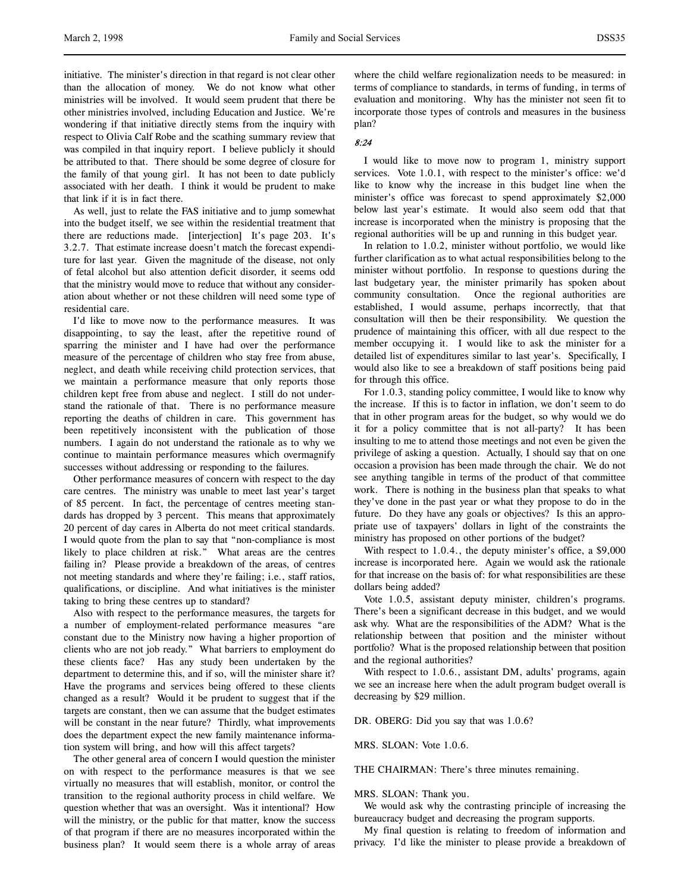initiative. The minister's direction in that regard is not clear other than the allocation of money. We do not know what other ministries will be involved. It would seem prudent that there be other ministries involved, including Education and Justice. We're wondering if that initiative directly stems from the inquiry with respect to Olivia Calf Robe and the scathing summary review that was compiled in that inquiry report. I believe publicly it should be attributed to that. There should be some degree of closure for the family of that young girl. It has not been to date publicly associated with her death. I think it would be prudent to make that link if it is in fact there.

As well, just to relate the FAS initiative and to jump somewhat into the budget itself, we see within the residential treatment that there are reductions made. [interjection] It's page 203. It's 3.2.7. That estimate increase doesn't match the forecast expenditure for last year. Given the magnitude of the disease, not only of fetal alcohol but also attention deficit disorder, it seems odd that the ministry would move to reduce that without any consideration about whether or not these children will need some type of residential care.

I'd like to move now to the performance measures. It was disappointing, to say the least, after the repetitive round of sparring the minister and I have had over the performance measure of the percentage of children who stay free from abuse, neglect, and death while receiving child protection services, that we maintain a performance measure that only reports those children kept free from abuse and neglect. I still do not understand the rationale of that. There is no performance measure reporting the deaths of children in care. This government has been repetitively inconsistent with the publication of those numbers. I again do not understand the rationale as to why we continue to maintain performance measures which overmagnify successes without addressing or responding to the failures.

Other performance measures of concern with respect to the day care centres. The ministry was unable to meet last year's target of 85 percent. In fact, the percentage of centres meeting standards has dropped by 3 percent. This means that approximately 20 percent of day cares in Alberta do not meet critical standards. I would quote from the plan to say that "non-compliance is most likely to place children at risk." What areas are the centres failing in? Please provide a breakdown of the areas, of centres not meeting standards and where they're failing; i.e., staff ratios, qualifications, or discipline. And what initiatives is the minister taking to bring these centres up to standard?

Also with respect to the performance measures, the targets for a number of employment-related performance measures "are constant due to the Ministry now having a higher proportion of clients who are not job ready." What barriers to employment do these clients face? Has any study been undertaken by the department to determine this, and if so, will the minister share it? Have the programs and services being offered to these clients changed as a result? Would it be prudent to suggest that if the targets are constant, then we can assume that the budget estimates will be constant in the near future? Thirdly, what improvements does the department expect the new family maintenance information system will bring, and how will this affect targets?

The other general area of concern I would question the minister on with respect to the performance measures is that we see virtually no measures that will establish, monitor, or control the transition to the regional authority process in child welfare. We question whether that was an oversight. Was it intentional? How will the ministry, or the public for that matter, know the success of that program if there are no measures incorporated within the business plan? It would seem there is a whole array of areas where the child welfare regionalization needs to be measured: in terms of compliance to standards, in terms of funding, in terms of evaluation and monitoring. Why has the minister not seen fit to incorporate those types of controls and measures in the business plan?

*8:24*

I would like to move now to program 1, ministry support services. Vote 1.0.1, with respect to the minister's office: we'd like to know why the increase in this budget line when the minister's office was forecast to spend approximately $2,000 below last year's estimate. It would also seem odd that that increase is incorporated when the ministry is proposing that the regional authorities will be up and running in this budget year.

In relation to 1.0.2, minister without portfolio, we would like further clarification as to what actual responsibilities belong to the minister without portfolio. In response to questions during the last budgetary year, the minister primarily has spoken about community consultation. Once the regional authorities are established, I would assume, perhaps incorrectly, that that consultation will then be their responsibility. We question the prudence of maintaining this officer, with all due respect to the member occupying it. I would like to ask the minister for a detailed list of expenditures similar to last year's. Specifically, I would also like to see a breakdown of staff positions being paid for through this office.

For 1.0.3, standing policy committee, I would like to know why the increase. If this is to factor in inflation, we don't seem to do that in other program areas for the budget, so why would we do it for a policy committee that is not all-party? It has been insulting to me to attend those meetings and not even be given the privilege of asking a question. Actually, I should say that on one occasion a provision has been made through the chair. We do not see anything tangible in terms of the product of that committee work. There is nothing in the business plan that speaks to what they've done in the past year or what they propose to do in the future. Do they have any goals or objectives? Is this an appropriate use of taxpayers' dollars in light of the constraints the ministry has proposed on other portions of the budget?

With respect to 1.0.4., the deputy minister's office, a $9,000 increase is incorporated here. Again we would ask the rationale for that increase on the basis of: for what responsibilities are these dollars being added?

Vote 1.0.5, assistant deputy minister, children's programs. There's been a significant decrease in this budget, and we would ask why. What are the responsibilities of the ADM? What is the relationship between that position and the minister without portfolio? What is the proposed relationship between that position and the regional authorities?

With respect to 1.0.6., assistant DM, adults' programs, again we see an increase here when the adult program budget overall is decreasing by $29 million.

DR. OBERG: Did you say that was 1.0.6?

MRS. SLOAN: Vote 1.0.6.

THE CHAIRMAN: There's three minutes remaining.

MRS. SLOAN: Thank you.

We would ask why the contrasting principle of increasing the bureaucracy budget and decreasing the program supports.

My final question is relating to freedom of information and privacy. I'd like the minister to please provide a breakdown of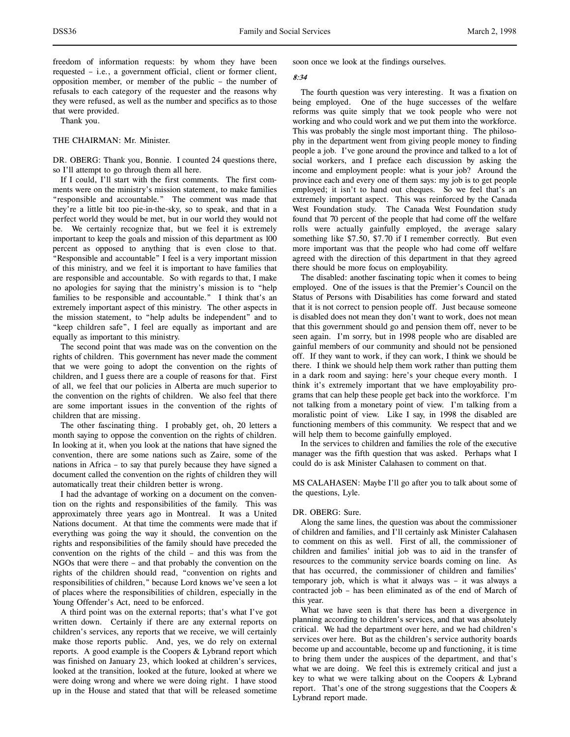freedom of information requests: by whom they have been requested – i.e., a government official, client or former client, opposition member, or member of the public – the number of refusals to each category of the requester and the reasons why they were refused, as well as the number and specifics as to those that were provided.

Thank you.

THE CHAIRMAN: Mr. Minister.

DR. OBERG: Thank you, Bonnie. I counted 24 questions there, so I'll attempt to go through them all here.

If I could, I'll start with the first comments. The first comments were on the ministry's mission statement, to make families "responsible and accountable." The comment was made that they're a little bit too pie-in-the-sky, so to speak, and that in a perfect world they would be met, but in our world they would not be. We certainly recognize that, but we feel it is extremely important to keep the goals and mission of this department as 100 percent as opposed to anything that is even close to that. "Responsible and accountable" I feel is a very important mission of this ministry, and we feel it is important to have families that are responsible and accountable. So with regards to that, I make no apologies for saying that the ministry's mission is to "help families to be responsible and accountable." I think that's an extremely important aspect of this ministry. The other aspects in the mission statement, to "help adults be independent" and to "keep children safe", I feel are equally as important and are equally as important to this ministry.

The second point that was made was on the convention on the rights of children. This government has never made the comment that we were going to adopt the convention on the rights of children, and I guess there are a couple of reasons for that. First of all, we feel that our policies in Alberta are much superior to the convention on the rights of children. We also feel that there are some important issues in the convention of the rights of children that are missing.

The other fascinating thing. I probably get, oh, 20 letters a month saying to oppose the convention on the rights of children. In looking at it, when you look at the nations that have signed the convention, there are some nations such as Zaire, some of the nations in Africa – to say that purely because they have signed a document called the convention on the rights of children they will automatically treat their children better is wrong.

I had the advantage of working on a document on the convention on the rights and responsibilities of the family. This was approximately three years ago in Montreal. It was a United Nations document. At that time the comments were made that if everything was going the way it should, the convention on the rights and responsibilities of the family should have preceded the convention on the rights of the child – and this was from the NGOs that were there – and that probably the convention on the rights of the children should read, "convention on rights and responsibilities of children," because Lord knows we've seen a lot of places where the responsibilities of children, especially in the Young Offender's Act, need to be enforced.

A third point was on the external reports; that's what I've got written down. Certainly if there are any external reports on children's services, any reports that we receive, we will certainly make those reports public. And, yes, we do rely on external reports. A good example is the Coopers & Lybrand report which was finished on January 23, which looked at children's services, looked at the transition, looked at the future, looked at where we were doing wrong and where we were doing right. I have stood up in the House and stated that that will be released sometime soon once we look at the findings ourselves.

*8:34*

The fourth question was very interesting. It was a fixation on being employed. One of the huge successes of the welfare reforms was quite simply that we took people who were not working and who could work and we put them into the workforce. This was probably the single most important thing. The philosophy in the department went from giving people money to finding people a job. I've gone around the province and talked to a lot of social workers, and I preface each discussion by asking the income and employment people: what is your job? Around the province each and every one of them says: my job is to get people employed; it isn't to hand out cheques. So we feel that's an extremely important aspect. This was reinforced by the Canada West Foundation study. The Canada West Foundation study found that 70 percent of the people that had come off the welfare rolls were actually gainfully employed, the average salary something like $7.50, $7.70 if I remember correctly. But even more important was that the people who had come off welfare agreed with the direction of this department in that they agreed there should be more focus on employability.

The disabled: another fascinating topic when it comes to being employed. One of the issues is that the Premier's Council on the Status of Persons with Disabilities has come forward and stated that it is not correct to pension people off. Just because someone is disabled does not mean they don't want to work, does not mean that this government should go and pension them off, never to be seen again. I'm sorry, but in 1998 people who are disabled are gainful members of our community and should not be pensioned off. If they want to work, if they can work, I think we should be there. I think we should help them work rather than putting them in a dark room and saying: here's your cheque every month. I think it's extremely important that we have employability programs that can help these people get back into the workforce. I'm not talking from a monetary point of view. I'm talking from a moralistic point of view. Like I say, in 1998 the disabled are functioning members of this community. We respect that and we will help them to become gainfully employed.

In the services to children and families the role of the executive manager was the fifth question that was asked. Perhaps what I could do is ask Minister Calahasen to comment on that.

MS CALAHASEN: Maybe I'll go after you to talk about some of the questions, Lyle.

DR. OBERG: Sure.

Along the same lines, the question was about the commissioner of children and families, and I'll certainly ask Minister Calahasen to comment on this as well. First of all, the commissioner of children and families' initial job was to aid in the transfer of resources to the community service boards coming on line. As that has occurred, the commissioner of children and families' temporary job, which is what it always was – it was always a contracted job – has been eliminated as of the end of March of this year.

What we have seen is that there has been a divergence in planning according to children's services, and that was absolutely critical. We had the department over here, and we had children's services over here. But as the children's service authority boards become up and accountable, become up and functioning, it is time to bring them under the auspices of the department, and that's what we are doing. We feel this is extremely critical and just a key to what we were talking about on the Coopers & Lybrand report. That's one of the strong suggestions that the Coopers & Lybrand report made.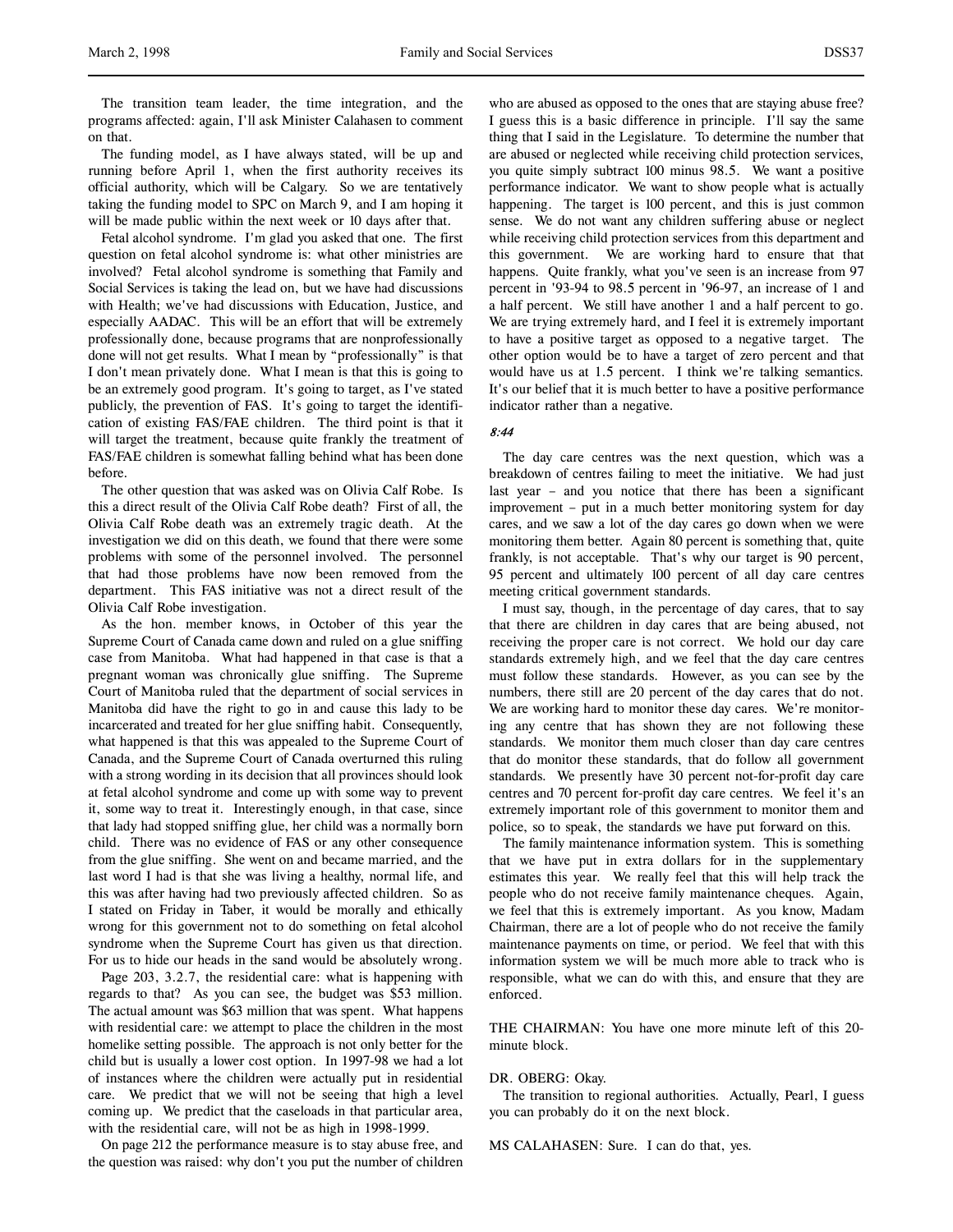The transition team leader, the time integration, and the programs affected: again, I'll ask Minister Calahasen to comment on that.

The funding model, as I have always stated, will be up and running before April 1, when the first authority receives its official authority, which will be Calgary. So we are tentatively taking the funding model to SPC on March 9, and I am hoping it will be made public within the next week or 10 days after that.

Fetal alcohol syndrome. I'm glad you asked that one. The first question on fetal alcohol syndrome is: what other ministries are involved? Fetal alcohol syndrome is something that Family and Social Services is taking the lead on, but we have had discussions with Health; we've had discussions with Education, Justice, and especially AADAC. This will be an effort that will be extremely professionally done, because programs that are nonprofessionally done will not get results. What I mean by "professionally" is that I don't mean privately done. What I mean is that this is going to be an extremely good program. It's going to target, as I've stated publicly, the prevention of FAS. It's going to target the identification of existing FAS/FAE children. The third point is that it will target the treatment, because quite frankly the treatment of FAS/FAE children is somewhat falling behind what has been done before.

The other question that was asked was on Olivia Calf Robe. Is this a direct result of the Olivia Calf Robe death? First of all, the Olivia Calf Robe death was an extremely tragic death. At the investigation we did on this death, we found that there were some problems with some of the personnel involved. The personnel that had those problems have now been removed from the department. This FAS initiative was not a direct result of the Olivia Calf Robe investigation.

As the hon. member knows, in October of this year the Supreme Court of Canada came down and ruled on a glue sniffing case from Manitoba. What had happened in that case is that a pregnant woman was chronically glue sniffing. The Supreme Court of Manitoba ruled that the department of social services in Manitoba did have the right to go in and cause this lady to be incarcerated and treated for her glue sniffing habit. Consequently, what happened is that this was appealed to the Supreme Court of Canada, and the Supreme Court of Canada overturned this ruling with a strong wording in its decision that all provinces should look at fetal alcohol syndrome and come up with some way to prevent it, some way to treat it. Interestingly enough, in that case, since that lady had stopped sniffing glue, her child was a normally born child. There was no evidence of FAS or any other consequence from the glue sniffing. She went on and became married, and the last word I had is that she was living a healthy, normal life, and this was after having had two previously affected children. So as I stated on Friday in Taber, it would be morally and ethically wrong for this government not to do something on fetal alcohol syndrome when the Supreme Court has given us that direction. For us to hide our heads in the sand would be absolutely wrong.

Page 203, 3.2.7, the residential care: what is happening with regards to that? As you can see, the budget was $53 million. The actual amount was $63 million that was spent. What happens with residential care: we attempt to place the children in the most homelike setting possible. The approach is not only better for the child but is usually a lower cost option. In 1997-98 we had a lot of instances where the children were actually put in residential care. We predict that we will not be seeing that high a level coming up. We predict that the caseloads in that particular area, with the residential care, will not be as high in 1998-1999.

On page 212 the performance measure is to stay abuse free, and the question was raised: why don't you put the number of children who are abused as opposed to the ones that are staying abuse free? I guess this is a basic difference in principle. I'll say the same thing that I said in the Legislature. To determine the number that are abused or neglected while receiving child protection services, you quite simply subtract 100 minus 98.5. We want a positive performance indicator. We want to show people what is actually happening. The target is 100 percent, and this is just common sense. We do not want any children suffering abuse or neglect while receiving child protection services from this department and this government. We are working hard to ensure that that happens. Quite frankly, what you've seen is an increase from 97 percent in '93-94 to 98.5 percent in '96-97, an increase of 1 and a half percent. We still have another 1 and a half percent to go. We are trying extremely hard, and I feel it is extremely important to have a positive target as opposed to a negative target. The other option would be to have a target of zero percent and that would have us at 1.5 percent. I think we're talking semantics. It's our belief that it is much better to have a positive performance indicator rather than a negative.

*8:44*

The day care centres was the next question, which was a breakdown of centres failing to meet the initiative. We had just last year – and you notice that there has been a significant improvement – put in a much better monitoring system for day cares, and we saw a lot of the day cares go down when we were monitoring them better. Again 80 percent is something that, quite frankly, is not acceptable. That's why our target is 90 percent, 95 percent and ultimately 100 percent of all day care centres meeting critical government standards.

I must say, though, in the percentage of day cares, that to say that there are children in day cares that are being abused, not receiving the proper care is not correct. We hold our day care standards extremely high, and we feel that the day care centres must follow these standards. However, as you can see by the numbers, there still are 20 percent of the day cares that do not. We are working hard to monitor these day cares. We're monitoring any centre that has shown they are not following these standards. We monitor them much closer than day care centres that do monitor these standards, that do follow all government standards. We presently have 30 percent not-for-profit day care centres and 70 percent for-profit day care centres. We feel it's an extremely important role of this government to monitor them and police, so to speak, the standards we have put forward on this.

The family maintenance information system. This is something that we have put in extra dollars for in the supplementary estimates this year. We really feel that this will help track the people who do not receive family maintenance cheques. Again, we feel that this is extremely important. As you know, Madam Chairman, there are a lot of people who do not receive the family maintenance payments on time, or period. We feel that with this information system we will be much more able to track who is responsible, what we can do with this, and ensure that they are enforced.

THE CHAIRMAN: You have one more minute left of this 20-minute block.

DR. OBERG: Okay.

The transition to regional authorities. Actually, Pearl, I guess you can probably do it on the next block.

MS CALAHASEN: Sure. I can do that, yes.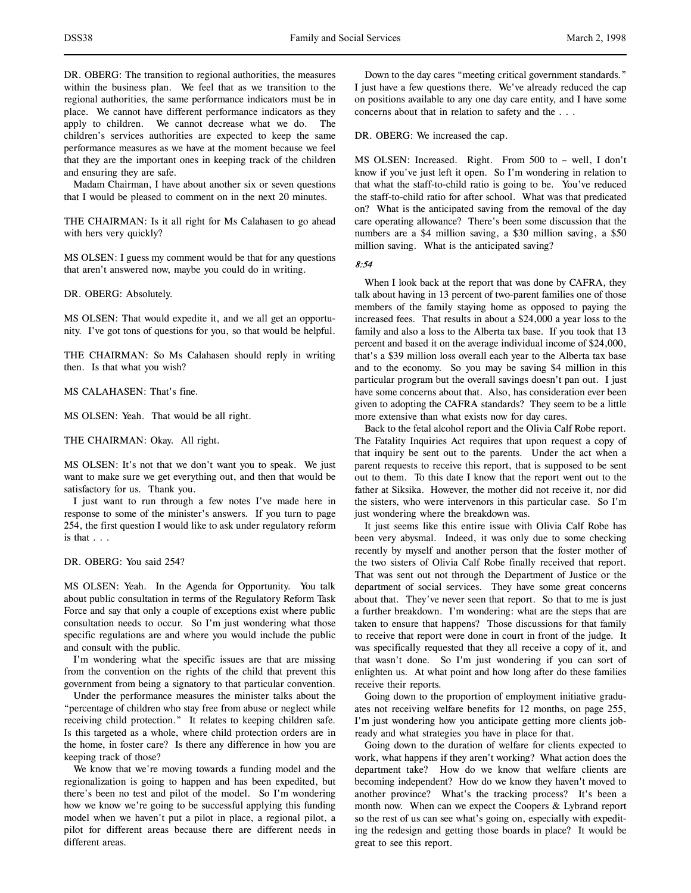DR. OBERG: The transition to regional authorities, the measures within the business plan. We feel that as we transition to the regional authorities, the same performance indicators must be in place. We cannot have different performance indicators as they apply to children. We cannot decrease what we do. The children's services authorities are expected to keep the same performance measures as we have at the moment because we feel that they are the important ones in keeping track of the children and ensuring they are safe.

Madam Chairman, I have about another six or seven questions that I would be pleased to comment on in the next 20 minutes.

THE CHAIRMAN: Is it all right for Ms Calahasen to go ahead with hers very quickly?

MS OLSEN: I guess my comment would be that for any questions that aren't answered now, maybe you could do in writing.

DR. OBERG: Absolutely.

MS OLSEN: That would expedite it, and we all get an opportunity. I've got tons of questions for you, so that would be helpful.

THE CHAIRMAN: So Ms Calahasen should reply in writing then. Is that what you wish?

MS CALAHASEN: That's fine.

MS OLSEN: Yeah. That would be all right.

THE CHAIRMAN: Okay. All right.

MS OLSEN: It's not that we don't want you to speak. We just want to make sure we get everything out, and then that would be satisfactory for us. Thank you.

I just want to run through a few notes I've made here in response to some of the minister's answers. If you turn to page 254, the first question I would like to ask under regulatory reform is that . . .

DR. OBERG: You said 254?

MS OLSEN: Yeah. In the Agenda for Opportunity. You talk about public consultation in terms of the Regulatory Reform Task Force and say that only a couple of exceptions exist where public consultation needs to occur. So I'm just wondering what those specific regulations are and where you would include the public and consult with the public.

I'm wondering what the specific issues are that are missing from the convention on the rights of the child that prevent this government from being a signatory to that particular convention.

Under the performance measures the minister talks about the "percentage of children who stay free from abuse or neglect while receiving child protection." It relates to keeping children safe. Is this targeted as a whole, where child protection orders are in the home, in foster care? Is there any difference in how you are keeping track of those?

We know that we're moving towards a funding model and the regionalization is going to happen and has been expedited, but there's been no test and pilot of the model. So I'm wondering how we know we're going to be successful applying this funding model when we haven't put a pilot in place, a regional pilot, a pilot for different areas because there are different needs in different areas.

Down to the day cares "meeting critical government standards." I just have a few questions there. We've already reduced the cap on positions available to any one day care entity, and I have some concerns about that in relation to safety and the . . .

DR. OBERG: We increased the cap.

MS OLSEN: Increased. Right. From 500 to – well, I don't know if you've just left it open. So I'm wondering in relation to that what the staff-to-child ratio is going to be. You've reduced the staff-to-child ratio for after school. What was that predicated on? What is the anticipated saving from the removal of the day care operating allowance? There's been some discussion that the numbers are a $4 million saving, a $30 million saving, a $50 million saving. What is the anticipated saving?

*8:54*

When I look back at the report that was done by CAFRA, they talk about having in 13 percent of two-parent families one of those members of the family staying home as opposed to paying the increased fees. That results in about a $24,000 a year loss to the family and also a loss to the Alberta tax base. If you took that 13 percent and based it on the average individual income of $24,000, that's a $39 million loss overall each year to the Alberta tax base and to the economy. So you may be saving $4 million in this particular program but the overall savings doesn't pan out. I just have some concerns about that. Also, has consideration ever been given to adopting the CAFRA standards? They seem to be a little more extensive than what exists now for day cares.

Back to the fetal alcohol report and the Olivia Calf Robe report. The Fatality Inquiries Act requires that upon request a copy of that inquiry be sent out to the parents. Under the act when a parent requests to receive this report, that is supposed to be sent out to them. To this date I know that the report went out to the father at Siksika. However, the mother did not receive it, nor did the sisters, who were intervenors in this particular case. So I'm just wondering where the breakdown was.

It just seems like this entire issue with Olivia Calf Robe has been very abysmal. Indeed, it was only due to some checking recently by myself and another person that the foster mother of the two sisters of Olivia Calf Robe finally received that report. That was sent out not through the Department of Justice or the department of social services. They have some great concerns about that. They've never seen that report. So that to me is just a further breakdown. I'm wondering: what are the steps that are taken to ensure that happens? Those discussions for that family to receive that report were done in court in front of the judge. It was specifically requested that they all receive a copy of it, and that wasn't done. So I'm just wondering if you can sort of enlighten us. At what point and how long after do these families receive their reports.

Going down to the proportion of employment initiative graduates not receiving welfare benefits for 12 months, on page 255, I'm just wondering how you anticipate getting more clients job-ready and what strategies you have in place for that.

Going down to the duration of welfare for clients expected to work, what happens if they aren't working? What action does the department take? How do we know that welfare clients are becoming independent? How do we know they haven't moved to another province? What's the tracking process? It's been a month now. When can we expect the Coopers & Lybrand report so the rest of us can see what's going on, especially with expediting the redesign and getting those boards in place? It would be great to see this report.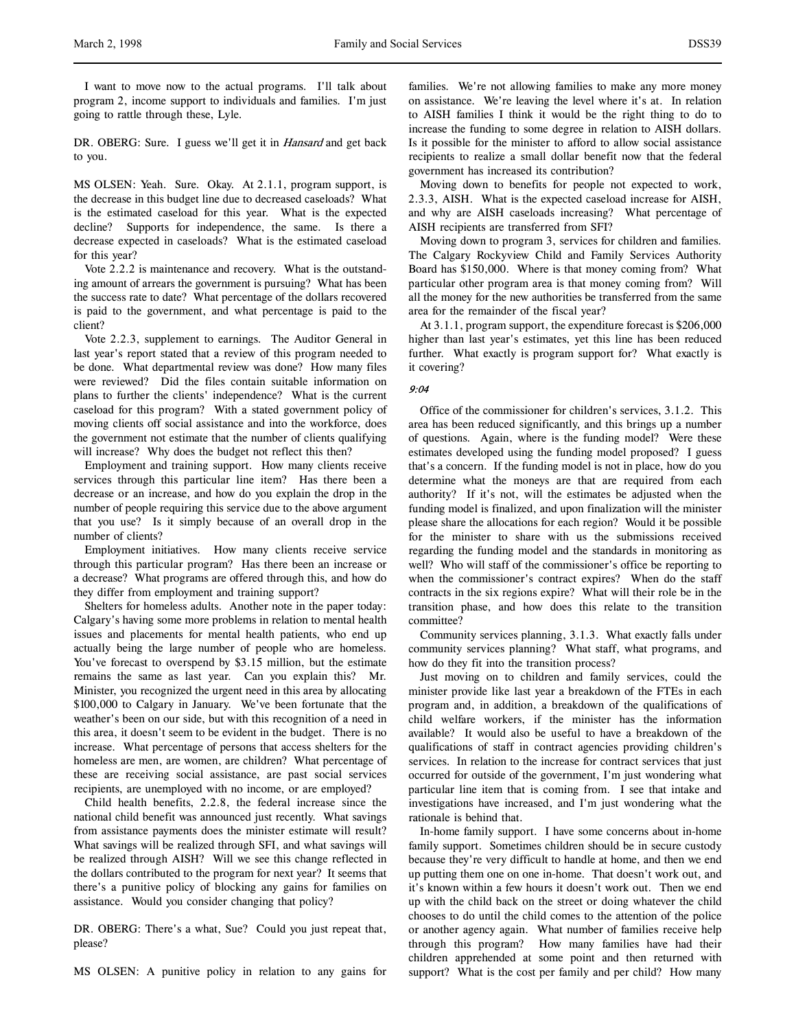I want to move now to the actual programs. I'll talk about program 2, income support to individuals and families. I'm just going to rattle through these, Lyle.

DR. OBERG: Sure. I guess we'll get it in *Hansard* and get back to you.

MS OLSEN: Yeah. Sure. Okay. At 2.1.1, program support, is the decrease in this budget line due to decreased caseloads? What is the estimated caseload for this year. What is the expected decline? Supports for independence, the same. Is there a decrease expected in caseloads? What is the estimated caseload for this year?

Vote 2.2.2 is maintenance and recovery. What is the outstanding amount of arrears the government is pursuing? What has been the success rate to date? What percentage of the dollars recovered is paid to the government, and what percentage is paid to the client?

Vote 2.2.3, supplement to earnings. The Auditor General in last year's report stated that a review of this program needed to be done. What departmental review was done? How many files were reviewed? Did the files contain suitable information on plans to further the clients' independence? What is the current caseload for this program? With a stated government policy of moving clients off social assistance and into the workforce, does the government not estimate that the number of clients qualifying will increase? Why does the budget not reflect this then?

Employment and training support. How many clients receive services through this particular line item? Has there been a decrease or an increase, and how do you explain the drop in the number of people requiring this service due to the above argument that you use? Is it simply because of an overall drop in the number of clients?

Employment initiatives. How many clients receive service through this particular program? Has there been an increase or a decrease? What programs are offered through this, and how do they differ from employment and training support?

Shelters for homeless adults. Another note in the paper today: Calgary's having some more problems in relation to mental health issues and placements for mental health patients, who end up actually being the large number of people who are homeless. You've forecast to overspend by $3.15 million, but the estimate remains the same as last year. Can you explain this? Mr. Minister, you recognized the urgent need in this area by allocating $100,000 to Calgary in January. We've been fortunate that the weather's been on our side, but with this recognition of a need in this area, it doesn't seem to be evident in the budget. There is no increase. What percentage of persons that access shelters for the homeless are men, are women, are children? What percentage of these are receiving social assistance, are past social services recipients, are unemployed with no income, or are employed?

Child health benefits, 2.2.8, the federal increase since the national child benefit was announced just recently. What savings from assistance payments does the minister estimate will result? What savings will be realized through SFI, and what savings will be realized through AISH? Will we see this change reflected in the dollars contributed to the program for next year? It seems that there's a punitive policy of blocking any gains for families on assistance. Would you consider changing that policy?

DR. OBERG: There's a what, Sue? Could you just repeat that, please?

MS OLSEN: A punitive policy in relation to any gains for families. We're not allowing families to make any more money on assistance. We're leaving the level where it's at. In relation to AISH families I think it would be the right thing to do to increase the funding to some degree in relation to AISH dollars. Is it possible for the minister to afford to allow social assistance recipients to realize a small dollar benefit now that the federal government has increased its contribution?

Moving down to benefits for people not expected to work, 2.3.3, AISH. What is the expected caseload increase for AISH, and why are AISH caseloads increasing? What percentage of AISH recipients are transferred from SFI?

Moving down to program 3, services for children and families. The Calgary Rockyview Child and Family Services Authority Board has $150,000. Where is that money coming from? What particular other program area is that money coming from? Will all the money for the new authorities be transferred from the same area for the remainder of the fiscal year?

At 3.1.1, program support, the expenditure forecast is $206,000 higher than last year's estimates, yet this line has been reduced further. What exactly is program support for? What exactly is it covering?

*9:04*

Office of the commissioner for children's services, 3.1.2. This area has been reduced significantly, and this brings up a number of questions. Again, where is the funding model? Were these estimates developed using the funding model proposed? I guess that's a concern. If the funding model is not in place, how do you determine what the moneys are that are required from each authority? If it's not, will the estimates be adjusted when the funding model is finalized, and upon finalization will the minister please share the allocations for each region? Would it be possible for the minister to share with us the submissions received regarding the funding model and the standards in monitoring as well? Who will staff of the commissioner's office be reporting to when the commissioner's contract expires? When do the staff contracts in the six regions expire? What will their role be in the transition phase, and how does this relate to the transition committee?

Community services planning, 3.1.3. What exactly falls under community services planning? What staff, what programs, and how do they fit into the transition process?

Just moving on to children and family services, could the minister provide like last year a breakdown of the FTEs in each program and, in addition, a breakdown of the qualifications of child welfare workers, if the minister has the information available? It would also be useful to have a breakdown of the qualifications of staff in contract agencies providing children's services. In relation to the increase for contract services that just occurred for outside of the government, I'm just wondering what particular line item that is coming from. I see that intake and investigations have increased, and I'm just wondering what the rationale is behind that.

In-home family support. I have some concerns about in-home family support. Sometimes children should be in secure custody because they're very difficult to handle at home, and then we end up putting them one on one in-home. That doesn't work out, and it's known within a few hours it doesn't work out. Then we end up with the child back on the street or doing whatever the child chooses to do until the child comes to the attention of the police or another agency again. What number of families receive help through this program? How many families have had their children apprehended at some point and then returned with support? What is the cost per family and per child? How many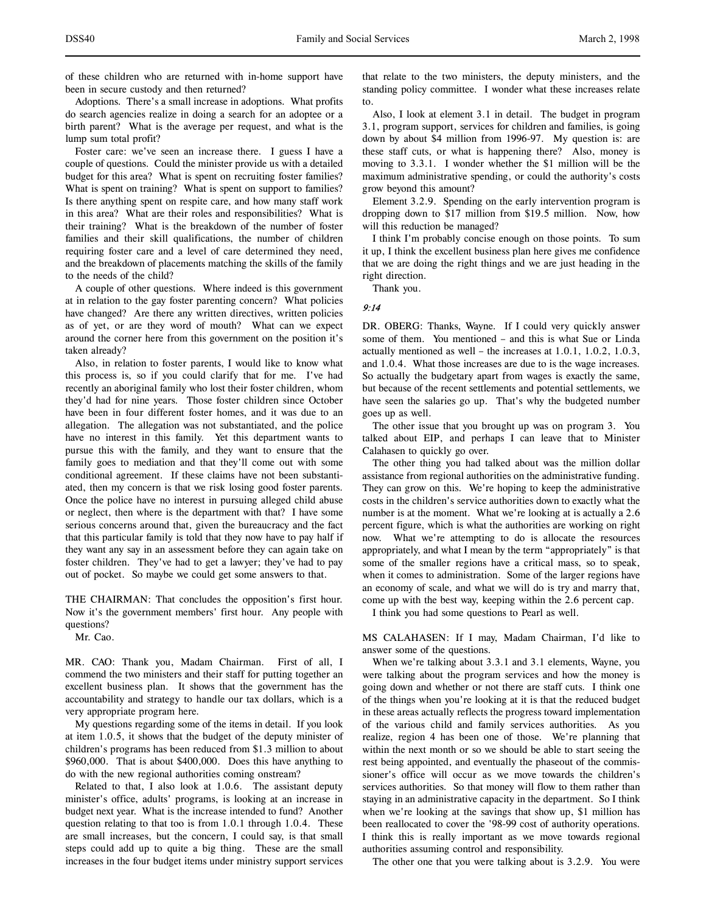of these children who are returned with in-home support have been in secure custody and then returned?

Adoptions. There's a small increase in adoptions. What profits do search agencies realize in doing a search for an adoptee or a birth parent? What is the average per request, and what is the lump sum total profit?

Foster care: we've seen an increase there. I guess I have a couple of questions. Could the minister provide us with a detailed budget for this area? What is spent on recruiting foster families? What is spent on training? What is spent on support to families? Is there anything spent on respite care, and how many staff work in this area? What are their roles and responsibilities? What is their training? What is the breakdown of the number of foster families and their skill qualifications, the number of children requiring foster care and a level of care determined they need, and the breakdown of placements matching the skills of the family to the needs of the child?

A couple of other questions. Where indeed is this government at in relation to the gay foster parenting concern? What policies have changed? Are there any written directives, written policies as of yet, or are they word of mouth? What can we expect around the corner here from this government on the position it's taken already?

Also, in relation to foster parents, I would like to know what this process is, so if you could clarify that for me. I've had recently an aboriginal family who lost their foster children, whom they'd had for nine years. Those foster children since October have been in four different foster homes, and it was due to an allegation. The allegation was not substantiated, and the police have no interest in this family. Yet this department wants to pursue this with the family, and they want to ensure that the family goes to mediation and that they'll come out with some conditional agreement. If these claims have not been substantiated, then my concern is that we risk losing good foster parents. Once the police have no interest in pursuing alleged child abuse or neglect, then where is the department with that? I have some serious concerns around that, given the bureaucracy and the fact that this particular family is told that they now have to pay half if they want any say in an assessment before they can again take on foster children. They've had to get a lawyer; they've had to pay out of pocket. So maybe we could get some answers to that.

THE CHAIRMAN: That concludes the opposition's first hour. Now it's the government members' first hour. Any people with questions?

Mr. Cao.

MR. CAO: Thank you, Madam Chairman. First of all, I commend the two ministers and their staff for putting together an excellent business plan. It shows that the government has the accountability and strategy to handle our tax dollars, which is a very appropriate program here.

My questions regarding some of the items in detail. If you look at item 1.0.5, it shows that the budget of the deputy minister of children's programs has been reduced from $1.3 million to about $960,000. That is about $400,000. Does this have anything to do with the new regional authorities coming onstream?

Related to that, I also look at 1.0.6. The assistant deputy minister's office, adults' programs, is looking at an increase in budget next year. What is the increase intended to fund? Another question relating to that too is from 1.0.1 through 1.0.4. These are small increases, but the concern, I could say, is that small steps could add up to quite a big thing. These are the small increases in the four budget items under ministry support services that relate to the two ministers, the deputy ministers, and the standing policy committee. I wonder what these increases relate to.

Also, I look at element 3.1 in detail. The budget in program 3.1, program support, services for children and families, is going down by about $4 million from 1996-97. My question is: are these staff cuts, or what is happening there? Also, money is moving to 3.3.1. I wonder whether the $1 million will be the maximum administrative spending, or could the authority's costs grow beyond this amount?

Element 3.2.9. Spending on the early intervention program is dropping down to $17 million from $19.5 million. Now, how will this reduction be managed?

I think I'm probably concise enough on those points. To sum it up, I think the excellent business plan here gives me confidence that we are doing the right things and we are just heading in the right direction.

Thank you.

*9:14*

DR. OBERG: Thanks, Wayne. If I could very quickly answer some of them. You mentioned – and this is what Sue or Linda actually mentioned as well – the increases at 1.0.1, 1.0.2, 1.0.3, and 1.0.4. What those increases are due to is the wage increases. So actually the budgetary apart from wages is exactly the same, but because of the recent settlements and potential settlements, we have seen the salaries go up. That's why the budgeted number goes up as well.

The other issue that you brought up was on program 3. You talked about EIP, and perhaps I can leave that to Minister Calahasen to quickly go over.

The other thing you had talked about was the million dollar assistance from regional authorities on the administrative funding. They can grow on this. We're hoping to keep the administrative costs in the children's service authorities down to exactly what the number is at the moment. What we're looking at is actually a 2.6 percent figure, which is what the authorities are working on right now. What we're attempting to do is allocate the resources appropriately, and what I mean by the term "appropriately" is that some of the smaller regions have a critical mass, so to speak, when it comes to administration. Some of the larger regions have an economy of scale, and what we will do is try and marry that, come up with the best way, keeping within the 2.6 percent cap.

I think you had some questions to Pearl as well.

MS CALAHASEN: If I may, Madam Chairman, I'd like to answer some of the questions.

When we're talking about 3.3.1 and 3.1 elements, Wayne, you were talking about the program services and how the money is going down and whether or not there are staff cuts. I think one of the things when you're looking at it is that the reduced budget in these areas actually reflects the progress toward implementation of the various child and family services authorities. As you realize, region 4 has been one of those. We're planning that within the next month or so we should be able to start seeing the rest being appointed, and eventually the phaseout of the commissioner's office will occur as we move towards the children's services authorities. So that money will flow to them rather than staying in an administrative capacity in the department. So I think when we're looking at the savings that show up, $1 million has been reallocated to cover the '98-99 cost of authority operations. I think this is really important as we move towards regional authorities assuming control and responsibility.

The other one that you were talking about is 3.2.9. You were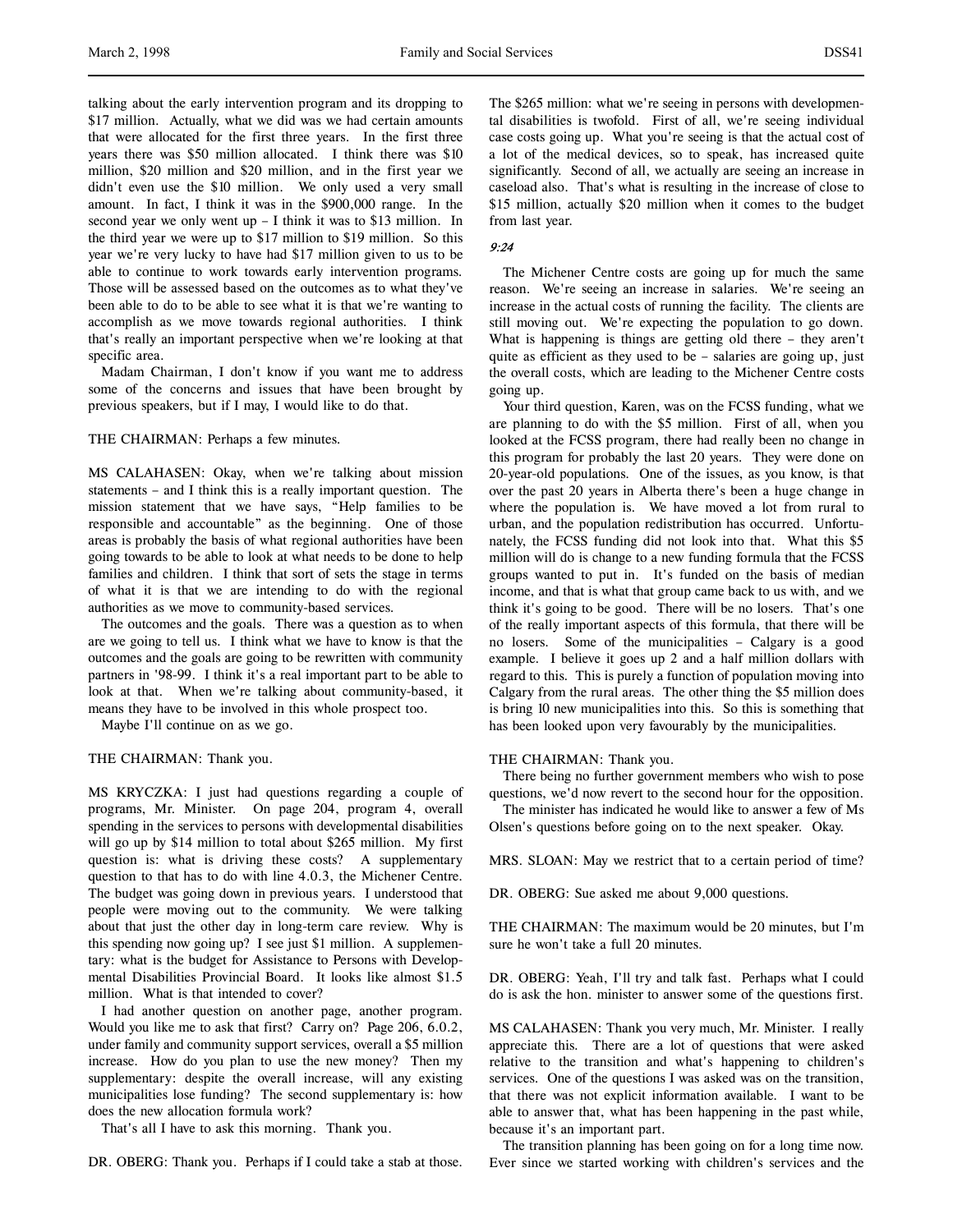talking about the early intervention program and its dropping to $17 million. Actually, what we did was we had certain amounts that were allocated for the first three years. In the first three years there was $50 million allocated. I think there was $10 million, $20 million and $20 million, and in the first year we didn't even use the $10 million. We only used a very small amount. In fact, I think it was in the $900,000 range. In the second year we only went up – I think it was to $13 million. In the third year we were up to $17 million to $19 million. So this year we're very lucky to have had $17 million given to us to be able to continue to work towards early intervention programs. Those will be assessed based on the outcomes as to what they've been able to do to be able to see what it is that we're wanting to accomplish as we move towards regional authorities. I think that's really an important perspective when we're looking at that specific area.

Madam Chairman, I don't know if you want me to address some of the concerns and issues that have been brought by previous speakers, but if I may, I would like to do that.

THE CHAIRMAN: Perhaps a few minutes.

MS CALAHASEN: Okay, when we're talking about mission statements – and I think this is a really important question. The mission statement that we have says, "Help families to be responsible and accountable" as the beginning. One of those areas is probably the basis of what regional authorities have been going towards to be able to look at what needs to be done to help families and children. I think that sort of sets the stage in terms of what it is that we are intending to do with the regional authorities as we move to community-based services.

The outcomes and the goals. There was a question as to when are we going to tell us. I think what we have to know is that the outcomes and the goals are going to be rewritten with community partners in '98-99. I think it's a real important part to be able to look at that. When we're talking about community-based, it means they have to be involved in this whole prospect too.

Maybe I'll continue on as we go.

THE CHAIRMAN: Thank you.

MS KRYCZKA: I just had questions regarding a couple of programs, Mr. Minister. On page 204, program 4, overall spending in the services to persons with developmental disabilities will go up by $14 million to total about $265 million. My first question is: what is driving these costs? A supplementary question to that has to do with line 4.0.3, the Michener Centre. The budget was going down in previous years. I understood that people were moving out to the community. We were talking about that just the other day in long-term care review. Why is this spending now going up? I see just $1 million. A supplementary: what is the budget for Assistance to Persons with Developmental Disabilities Provincial Board. It looks like almost $1.5 million. What is that intended to cover?

I had another question on another page, another program. Would you like me to ask that first? Carry on? Page 206, 6.0.2, under family and community support services, overall a $5 million increase. How do you plan to use the new money? Then my supplementary: despite the overall increase, will any existing municipalities lose funding? The second supplementary is: how does the new allocation formula work?

That's all I have to ask this morning. Thank you.

DR. OBERG: Thank you. Perhaps if I could take a stab at those. The $265 million: what we're seeing in persons with developmental disabilities is twofold. First of all, we're seeing individual case costs going up. What you're seeing is that the actual cost of a lot of the medical devices, so to speak, has increased quite significantly. Second of all, we actually are seeing an increase in caseload also. That's what is resulting in the increase of close to $15 million, actually $20 million when it comes to the budget from last year.

*9:24*

The Michener Centre costs are going up for much the same reason. We're seeing an increase in salaries. We're seeing an increase in the actual costs of running the facility. The clients are still moving out. We're expecting the population to go down. What is happening is things are getting old there – they aren't quite as efficient as they used to be – salaries are going up, just the overall costs, which are leading to the Michener Centre costs going up.

Your third question, Karen, was on the FCSS funding, what we are planning to do with the $5 million. First of all, when you looked at the FCSS program, there had really been no change in this program for probably the last 20 years. They were done on 20-year-old populations. One of the issues, as you know, is that over the past 20 years in Alberta there's been a huge change in where the population is. We have moved a lot from rural to urban, and the population redistribution has occurred. Unfortunately, the FCSS funding did not look into that. What this $5 million will do is change to a new funding formula that the FCSS groups wanted to put in. It's funded on the basis of median income, and that is what that group came back to us with, and we think it's going to be good. There will be no losers. That's one of the really important aspects of this formula, that there will be no losers. Some of the municipalities – Calgary is a good example. I believe it goes up 2 and a half million dollars with regard to this. This is purely a function of population moving into Calgary from the rural areas. The other thing the $5 million does is bring 10 new municipalities into this. So this is something that has been looked upon very favourably by the municipalities.

THE CHAIRMAN: Thank you.

There being no further government members who wish to pose questions, we'd now revert to the second hour for the opposition.

The minister has indicated he would like to answer a few of Ms Olsen's questions before going on to the next speaker. Okay.

MRS. SLOAN: May we restrict that to a certain period of time?

DR. OBERG: Sue asked me about 9,000 questions.

THE CHAIRMAN: The maximum would be 20 minutes, but I'm sure he won't take a full 20 minutes.

DR. OBERG: Yeah, I'll try and talk fast. Perhaps what I could do is ask the hon. minister to answer some of the questions first.

MS CALAHASEN: Thank you very much, Mr. Minister. I really appreciate this. There are a lot of questions that were asked relative to the transition and what's happening to children's services. One of the questions I was asked was on the transition, that there was not explicit information available. I want to be able to answer that, what has been happening in the past while, because it's an important part.

The transition planning has been going on for a long time now. Ever since we started working with children's services and the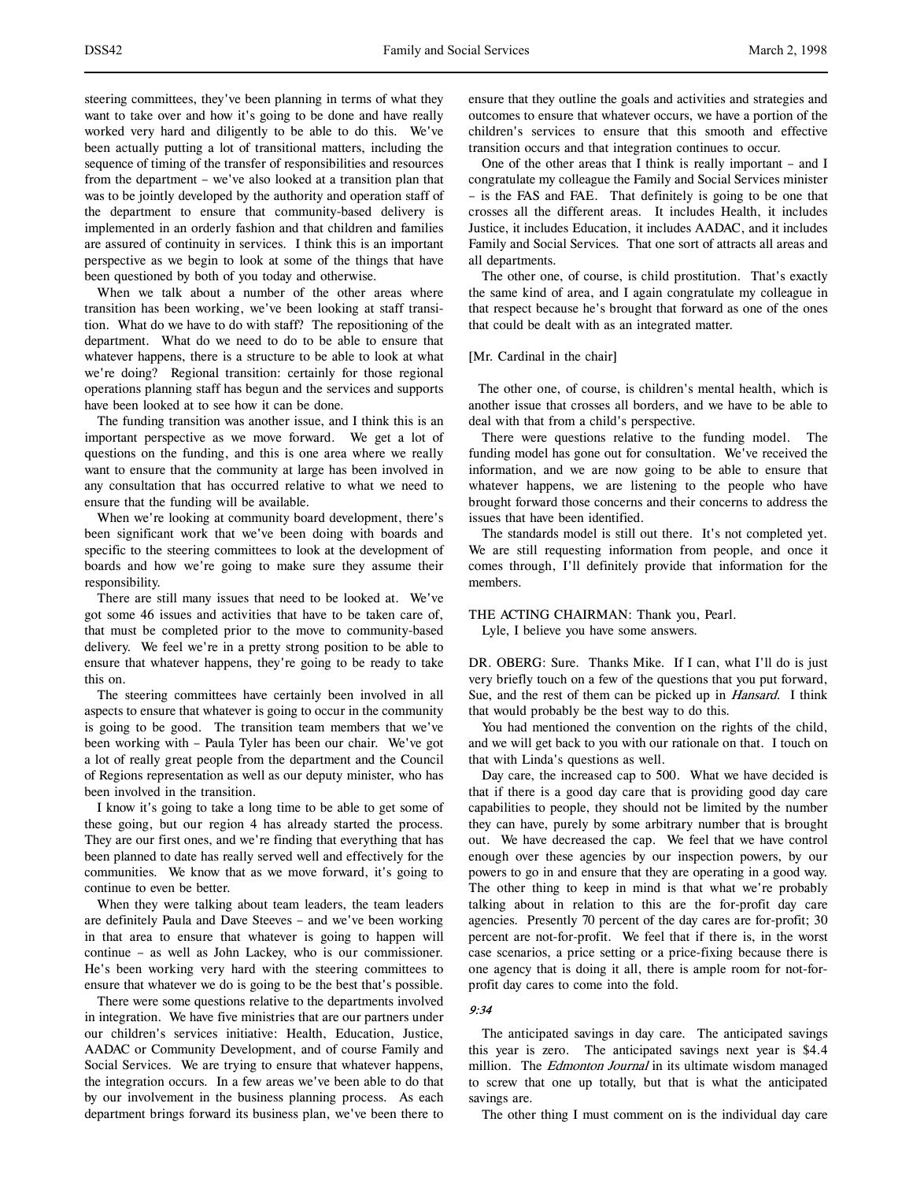steering committees, they've been planning in terms of what they want to take over and how it's going to be done and have really worked very hard and diligently to be able to do this. We've been actually putting a lot of transitional matters, including the sequence of timing of the transfer of responsibilities and resources from the department – we've also looked at a transition plan that was to be jointly developed by the authority and operation staff of the department to ensure that community-based delivery is implemented in an orderly fashion and that children and families are assured of continuity in services. I think this is an important perspective as we begin to look at some of the things that have been questioned by both of you today and otherwise.

When we talk about a number of the other areas where transition has been working, we've been looking at staff transition. What do we have to do with staff? The repositioning of the department. What do we need to do to be able to ensure that whatever happens, there is a structure to be able to look at what we're doing? Regional transition: certainly for those regional operations planning staff has begun and the services and supports have been looked at to see how it can be done.

The funding transition was another issue, and I think this is an important perspective as we move forward. We get a lot of questions on the funding, and this is one area where we really want to ensure that the community at large has been involved in any consultation that has occurred relative to what we need to ensure that the funding will be available.

When we're looking at community board development, there's been significant work that we've been doing with boards and specific to the steering committees to look at the development of boards and how we're going to make sure they assume their responsibility.

There are still many issues that need to be looked at. We've got some 46 issues and activities that have to be taken care of, that must be completed prior to the move to community-based delivery. We feel we're in a pretty strong position to be able to ensure that whatever happens, they're going to be ready to take this on.

The steering committees have certainly been involved in all aspects to ensure that whatever is going to occur in the community is going to be good. The transition team members that we've been working with – Paula Tyler has been our chair. We've got a lot of really great people from the department and the Council of Regions representation as well as our deputy minister, who has been involved in the transition.

I know it's going to take a long time to be able to get some of these going, but our region 4 has already started the process. They are our first ones, and we're finding that everything that has been planned to date has really served well and effectively for the communities. We know that as we move forward, it's going to continue to even be better.

When they were talking about team leaders, the team leaders are definitely Paula and Dave Steeves – and we've been working in that area to ensure that whatever is going to happen will continue – as well as John Lackey, who is our commissioner. He's been working very hard with the steering committees to ensure that whatever we do is going to be the best that's possible.

There were some questions relative to the departments involved in integration. We have five ministries that are our partners under our children's services initiative: Health, Education, Justice, AADAC or Community Development, and of course Family and Social Services. We are trying to ensure that whatever happens, the integration occurs. In a few areas we've been able to do that by our involvement in the business planning process. As each department brings forward its business plan, we've been there to ensure that they outline the goals and activities and strategies and outcomes to ensure that whatever occurs, we have a portion of the children's services to ensure that this smooth and effective transition occurs and that integration continues to occur.

One of the other areas that I think is really important – and I congratulate my colleague the Family and Social Services minister – is the FAS and FAE. That definitely is going to be one that crosses all the different areas. It includes Health, it includes Justice, it includes Education, it includes AADAC, and it includes Family and Social Services. That one sort of attracts all areas and all departments.

The other one, of course, is child prostitution. That's exactly the same kind of area, and I again congratulate my colleague in that respect because he's brought that forward as one of the ones that could be dealt with as an integrated matter.

[Mr. Cardinal in the chair]

The other one, of course, is children's mental health, which is another issue that crosses all borders, and we have to be able to deal with that from a child's perspective.

There were questions relative to the funding model. The funding model has gone out for consultation. We've received the information, and we are now going to be able to ensure that whatever happens, we are listening to the people who have brought forward those concerns and their concerns to address the issues that have been identified.

The standards model is still out there. It's not completed yet. We are still requesting information from people, and once it comes through, I'll definitely provide that information for the members.

THE ACTING CHAIRMAN: Thank you, Pearl.
Lyle, I believe you have some answers.

DR. OBERG: Sure. Thanks Mike. If I can, what I'll do is just very briefly touch on a few of the questions that you put forward, Sue, and the rest of them can be picked up in *Hansard*. I think that would probably be the best way to do this.

You had mentioned the convention on the rights of the child, and we will get back to you with our rationale on that. I touch on that with Linda's questions as well.

Day care, the increased cap to 500. What we have decided is that if there is a good day care that is providing good day care capabilities to people, they should not be limited by the number they can have, purely by some arbitrary number that is brought out. We have decreased the cap. We feel that we have control enough over these agencies by our inspection powers, by our powers to go in and ensure that they are operating in a good way. The other thing to keep in mind is that what we're probably talking about in relation to this are the for-profit day care agencies. Presently 70 percent of the day cares are for-profit; 30 percent are not-for-profit. We feel that if there is, in the worst case scenarios, a price setting or a price-fixing because there is one agency that is doing it all, there is ample room for not-for-profit day cares to come into the fold.

*9:34*

The anticipated savings in day care. The anticipated savings this year is zero. The anticipated savings next year is $4.4 million. The *Edmonton Journal* in its ultimate wisdom managed to screw that one up totally, but that is what the anticipated savings are.

The other thing I must comment on is the individual day care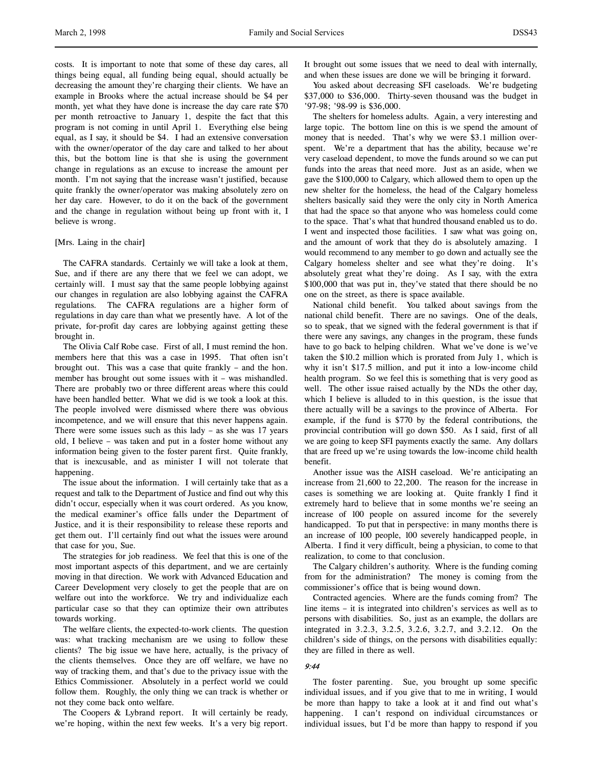costs. It is important to note that some of these day cares, all things being equal, all funding being equal, should actually be decreasing the amount they're charging their clients. We have an example in Brooks where the actual increase should be $4 per month, yet what they have done is increase the day care rate $70 per month retroactive to January 1, despite the fact that this program is not coming in until April 1. Everything else being equal, as I say, it should be $4. I had an extensive conversation with the owner/operator of the day care and talked to her about this, but the bottom line is that she is using the government change in regulations as an excuse to increase the amount per month. I'm not saying that the increase wasn't justified, because quite frankly the owner/operator was making absolutely zero on her day care. However, to do it on the back of the government and the change in regulation without being up front with it, I believe is wrong.

[Mrs. Laing in the chair]

The CAFRA standards. Certainly we will take a look at them, Sue, and if there are any there that we feel we can adopt, we certainly will. I must say that the same people lobbying against our changes in regulation are also lobbying against the CAFRA regulations. The CAFRA regulations are a higher form of regulations in day care than what we presently have. A lot of the private, for-profit day cares are lobbying against getting these brought in.

The Olivia Calf Robe case. First of all, I must remind the hon. members here that this was a case in 1995. That often isn't brought out. This was a case that quite frankly – and the hon. member has brought out some issues with it – was mishandled. There are probably two or three different areas where this could have been handled better. What we did is we took a look at this. The people involved were dismissed where there was obvious incompetence, and we will ensure that this never happens again. There were some issues such as this lady – as she was 17 years old, I believe – was taken and put in a foster home without any information being given to the foster parent first. Quite frankly, that is inexcusable, and as minister I will not tolerate that happening.

The issue about the information. I will certainly take that as a request and talk to the Department of Justice and find out why this didn't occur, especially when it was court ordered. As you know, the medical examiner's office falls under the Department of Justice, and it is their responsibility to release these reports and get them out. I'll certainly find out what the issues were around that case for you, Sue.

The strategies for job readiness. We feel that this is one of the most important aspects of this department, and we are certainly moving in that direction. We work with Advanced Education and Career Development very closely to get the people that are on welfare out into the workforce. We try and individualize each particular case so that they can optimize their own attributes towards working.

The welfare clients, the expected-to-work clients. The question was: what tracking mechanism are we using to follow these clients? The big issue we have here, actually, is the privacy of the clients themselves. Once they are off welfare, we have no way of tracking them, and that's due to the privacy issue with the Ethics Commissioner. Absolutely in a perfect world we could follow them. Roughly, the only thing we can track is whether or not they come back onto welfare.

The Coopers & Lybrand report. It will certainly be ready, we're hoping, within the next few weeks. It's a very big report. It brought out some issues that we need to deal with internally, and when these issues are done we will be bringing it forward.

You asked about decreasing SFI caseloads. We're budgeting $37,000 to $36,000. Thirty-seven thousand was the budget in '97-98; '98-99 is $36,000.

The shelters for homeless adults. Again, a very interesting and large topic. The bottom line on this is we spend the amount of money that is needed. That's why we were $3.1 million overspent. We're a department that has the ability, because we're very caseload dependent, to move the funds around so we can put funds into the areas that need more. Just as an aside, when we gave the $100,000 to Calgary, which allowed them to open up the new shelter for the homeless, the head of the Calgary homeless shelters basically said they were the only city in North America that had the space so that anyone who was homeless could come to the space. That's what that hundred thousand enabled us to do. I went and inspected those facilities. I saw what was going on, and the amount of work that they do is absolutely amazing. I would recommend to any member to go down and actually see the Calgary homeless shelter and see what they're doing. It's absolutely great what they're doing. As I say, with the extra $100,000 that was put in, they've stated that there should be no one on the street, as there is space available.

National child benefit. You talked about savings from the national child benefit. There are no savings. One of the deals, so to speak, that we signed with the federal government is that if there were any savings, any changes in the program, these funds have to go back to helping children. What we've done is we've taken the $10.2 million which is prorated from July 1, which is why it isn't $17.5 million, and put it into a low-income child health program. So we feel this is something that is very good as well. The other issue raised actually by the NDs the other day, which I believe is alluded to in this question, is the issue that there actually will be a savings to the province of Alberta. For example, if the fund is $770 by the federal contributions, the provincial contribution will go down $50. As I said, first of all we are going to keep SFI payments exactly the same. Any dollars that are freed up we're using towards the low-income child health benefit.

Another issue was the AISH caseload. We're anticipating an increase from 21,600 to 22,200. The reason for the increase in cases is something we are looking at. Quite frankly I find it extremely hard to believe that in some months we're seeing an increase of 100 people on assured income for the severely handicapped. To put that in perspective: in many months there is an increase of 100 people, 100 severely handicapped people, in Alberta. I find it very difficult, being a physician, to come to that realization, to come to that conclusion.

The Calgary children's authority. Where is the funding coming from for the administration? The money is coming from the commissioner's office that is being wound down.

Contracted agencies. Where are the funds coming from? The line items – it is integrated into children's services as well as to persons with disabilities. So, just as an example, the dollars are integrated in 3.2.3, 3.2.5, 3.2.6, 3.2.7, and 3.2.12. On the children's side of things, on the persons with disabilities equally: they are filled in there as well.

*9:44*

The foster parenting. Sue, you brought up some specific individual issues, and if you give that to me in writing, I would be more than happy to take a look at it and find out what's happening. I can't respond on individual circumstances or individual issues, but I'd be more than happy to respond if you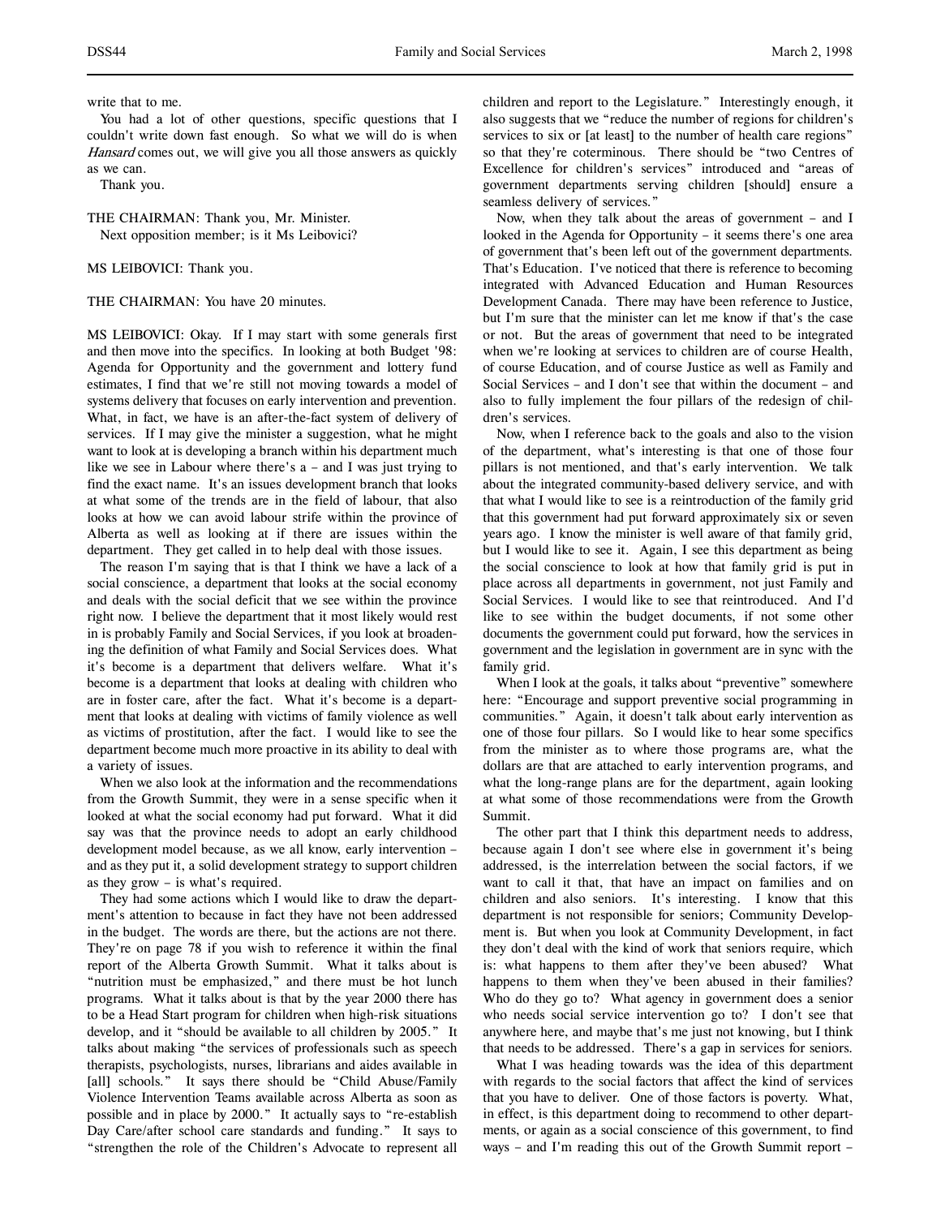write that to me.

You had a lot of other questions, specific questions that I couldn't write down fast enough. So what we will do is when *Hansard* comes out, we will give you all those answers as quickly as we can.

Thank you.

THE CHAIRMAN: Thank you, Mr. Minister.

Next opposition member; is it Ms Leibovici?

MS LEIBOVICI: Thank you.

THE CHAIRMAN: You have 20 minutes.

MS LEIBOVICI: Okay. If I may start with some generals first and then move into the specifics. In looking at both Budget '98: Agenda for Opportunity and the government and lottery fund estimates, I find that we're still not moving towards a model of systems delivery that focuses on early intervention and prevention. What, in fact, we have is an after-the-fact system of delivery of services. If I may give the minister a suggestion, what he might want to look at is developing a branch within his department much like we see in Labour where there's a – and I was just trying to find the exact name. It's an issues development branch that looks at what some of the trends are in the field of labour, that also looks at how we can avoid labour strife within the province of Alberta as well as looking at if there are issues within the department. They get called in to help deal with those issues.

The reason I'm saying that is that I think we have a lack of a social conscience, a department that looks at the social economy and deals with the social deficit that we see within the province right now. I believe the department that it most likely would rest in is probably Family and Social Services, if you look at broadening the definition of what Family and Social Services does. What it's become is a department that delivers welfare. What it's become is a department that looks at dealing with children who are in foster care, after the fact. What it's become is a department that looks at dealing with victims of family violence as well as victims of prostitution, after the fact. I would like to see the department become much more proactive in its ability to deal with a variety of issues.

When we also look at the information and the recommendations from the Growth Summit, they were in a sense specific when it looked at what the social economy had put forward. What it did say was that the province needs to adopt an early childhood development model because, as we all know, early intervention – and as they put it, a solid development strategy to support children as they grow – is what's required.

They had some actions which I would like to draw the department's attention to because in fact they have not been addressed in the budget. The words are there, but the actions are not there. They're on page 78 if you wish to reference it within the final report of the Alberta Growth Summit. What it talks about is "nutrition must be emphasized," and there must be hot lunch programs. What it talks about is that by the year 2000 there has to be a Head Start program for children when high-risk situations develop, and it "should be available to all children by 2005." It talks about making "the services of professionals such as speech therapists, psychologists, nurses, librarians and aides available in [all] schools." It says there should be "Child Abuse/Family Violence Intervention Teams available across Alberta as soon as possible and in place by 2000." It actually says to "re-establish Day Care/after school care standards and funding." It says to "strengthen the role of the Children's Advocate to represent all children and report to the Legislature." Interestingly enough, it also suggests that we "reduce the number of regions for children's services to six or [at least] to the number of health care regions" so that they're coterminous. There should be "two Centres of Excellence for children's services" introduced and "areas of government departments serving children [should] ensure a seamless delivery of services."

Now, when they talk about the areas of government – and I looked in the Agenda for Opportunity – it seems there's one area of government that's been left out of the government departments. That's Education. I've noticed that there is reference to becoming integrated with Advanced Education and Human Resources Development Canada. There may have been reference to Justice, but I'm sure that the minister can let me know if that's the case or not. But the areas of government that need to be integrated when we're looking at services to children are of course Health, of course Education, and of course Justice as well as Family and Social Services – and I don't see that within the document – and also to fully implement the four pillars of the redesign of children's services.

Now, when I reference back to the goals and also to the vision of the department, what's interesting is that one of those four pillars is not mentioned, and that's early intervention. We talk about the integrated community-based delivery service, and with that what I would like to see is a reintroduction of the family grid that this government had put forward approximately six or seven years ago. I know the minister is well aware of that family grid, but I would like to see it. Again, I see this department as being the social conscience to look at how that family grid is put in place across all departments in government, not just Family and Social Services. I would like to see that reintroduced. And I'd like to see within the budget documents, if not some other documents the government could put forward, how the services in government and the legislation in government are in sync with the family grid.

When I look at the goals, it talks about "preventive" somewhere here: "Encourage and support preventive social programming in communities." Again, it doesn't talk about early intervention as one of those four pillars. So I would like to hear some specifics from the minister as to where those programs are, what the dollars are that are attached to early intervention programs, and what the long-range plans are for the department, again looking at what some of those recommendations were from the Growth Summit.

The other part that I think this department needs to address, because again I don't see where else in government it's being addressed, is the interrelation between the social factors, if we want to call it that, that have an impact on families and on children and also seniors. It's interesting. I know that this department is not responsible for seniors; Community Development is. But when you look at Community Development, in fact they don't deal with the kind of work that seniors require, which is: what happens to them after they've been abused? What happens to them when they've been abused in their families? Who do they go to? What agency in government does a senior who needs social service intervention go to? I don't see that anywhere here, and maybe that's me just not knowing, but I think that needs to be addressed. There's a gap in services for seniors.

What I was heading towards was the idea of this department with regards to the social factors that affect the kind of services that you have to deliver. One of those factors is poverty. What, in effect, is this department doing to recommend to other departments, or again as a social conscience of this government, to find ways – and I'm reading this out of the Growth Summit report –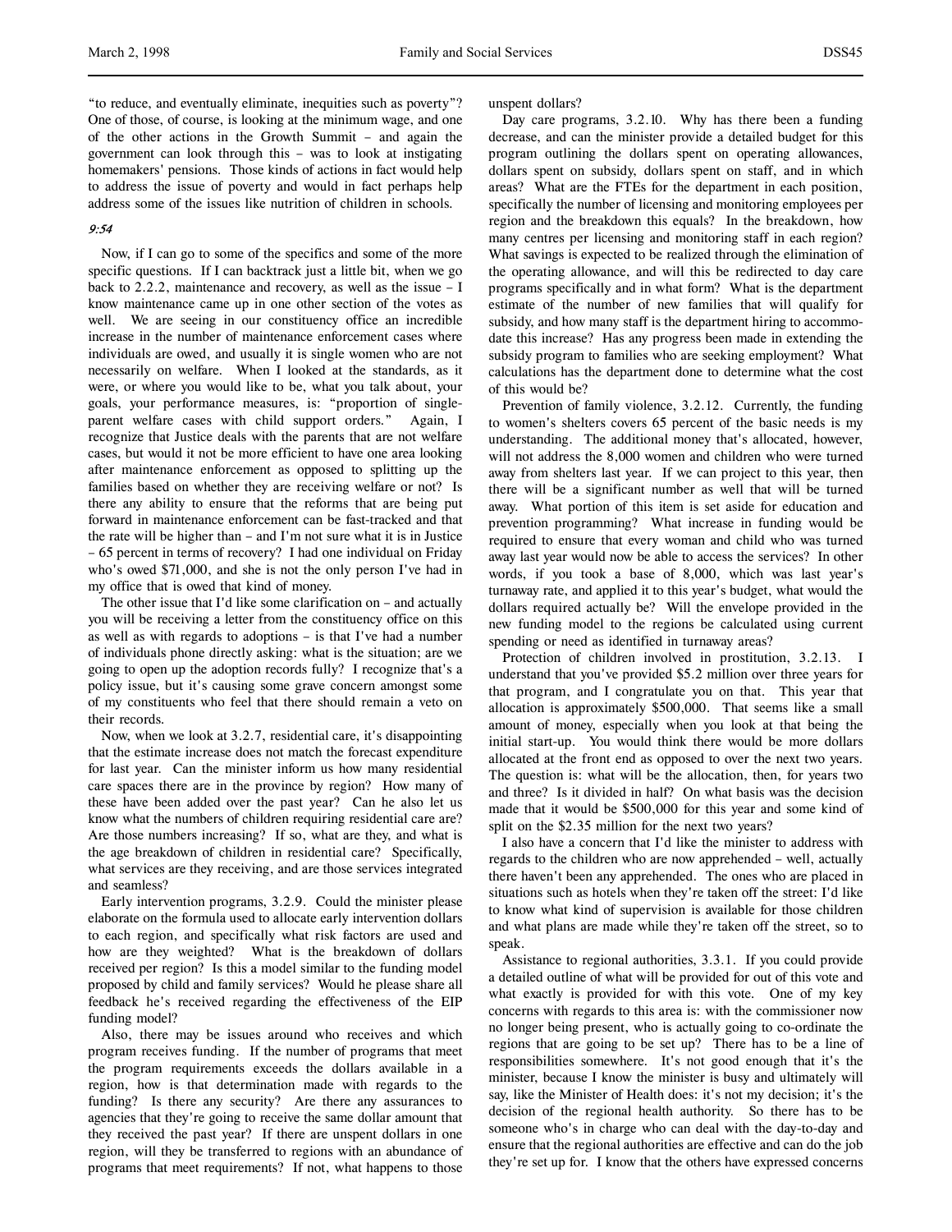"to reduce, and eventually eliminate, inequities such as poverty"? One of those, of course, is looking at the minimum wage, and one of the other actions in the Growth Summit – and again the government can look through this – was to look at instigating homemakers' pensions. Those kinds of actions in fact would help to address the issue of poverty and would in fact perhaps help address some of the issues like nutrition of children in schools.

*9:54*

Now, if I can go to some of the specifics and some of the more specific questions. If I can backtrack just a little bit, when we go back to 2.2.2, maintenance and recovery, as well as the issue – I know maintenance came up in one other section of the votes as well. We are seeing in our constituency office an incredible increase in the number of maintenance enforcement cases where individuals are owed, and usually it is single women who are not necessarily on welfare. When I looked at the standards, as it were, or where you would like to be, what you talk about, your goals, your performance measures, is: "proportion of single-parent welfare cases with child support orders." Again, I recognize that Justice deals with the parents that are not welfare cases, but would it not be more efficient to have one area looking after maintenance enforcement as opposed to splitting up the families based on whether they are receiving welfare or not? Is there any ability to ensure that the reforms that are being put forward in maintenance enforcement can be fast-tracked and that the rate will be higher than – and I'm not sure what it is in Justice – 65 percent in terms of recovery? I had one individual on Friday who's owed $71,000, and she is not the only person I've had in my office that is owed that kind of money.

The other issue that I'd like some clarification on – and actually you will be receiving a letter from the constituency office on this as well as with regards to adoptions – is that I've had a number of individuals phone directly asking: what is the situation; are we going to open up the adoption records fully? I recognize that's a policy issue, but it's causing some grave concern amongst some of my constituents who feel that there should remain a veto on their records.

Now, when we look at 3.2.7, residential care, it's disappointing that the estimate increase does not match the forecast expenditure for last year. Can the minister inform us how many residential care spaces there are in the province by region? How many of these have been added over the past year? Can he also let us know what the numbers of children requiring residential care are? Are those numbers increasing? If so, what are they, and what is the age breakdown of children in residential care? Specifically, what services are they receiving, and are those services integrated and seamless?

Early intervention programs, 3.2.9. Could the minister please elaborate on the formula used to allocate early intervention dollars to each region, and specifically what risk factors are used and how are they weighted? What is the breakdown of dollars received per region? Is this a model similar to the funding model proposed by child and family services? Would he please share all feedback he's received regarding the effectiveness of the EIP funding model?

Also, there may be issues around who receives and which program receives funding. If the number of programs that meet the program requirements exceeds the dollars available in a region, how is that determination made with regards to the funding? Is there any security? Are there any assurances to agencies that they're going to receive the same dollar amount that they received the past year? If there are unspent dollars in one region, will they be transferred to regions with an abundance of programs that meet requirements? If not, what happens to those unspent dollars?

Day care programs, 3.2.10. Why has there been a funding decrease, and can the minister provide a detailed budget for this program outlining the dollars spent on operating allowances, dollars spent on subsidy, dollars spent on staff, and in which areas? What are the FTEs for the department in each position, specifically the number of licensing and monitoring employees per region and the breakdown this equals? In the breakdown, how many centres per licensing and monitoring staff in each region? What savings is expected to be realized through the elimination of the operating allowance, and will this be redirected to day care programs specifically and in what form? What is the department estimate of the number of new families that will qualify for subsidy, and how many staff is the department hiring to accommodate this increase? Has any progress been made in extending the subsidy program to families who are seeking employment? What calculations has the department done to determine what the cost of this would be?

Prevention of family violence, 3.2.12. Currently, the funding to women's shelters covers 65 percent of the basic needs is my understanding. The additional money that's allocated, however, will not address the 8,000 women and children who were turned away from shelters last year. If we can project to this year, then there will be a significant number as well that will be turned away. What portion of this item is set aside for education and prevention programming? What increase in funding would be required to ensure that every woman and child who was turned away last year would now be able to access the services? In other words, if you took a base of 8,000, which was last year's turnaway rate, and applied it to this year's budget, what would the dollars required actually be? Will the envelope provided in the new funding model to the regions be calculated using current spending or need as identified in turnaway areas?

Protection of children involved in prostitution, 3.2.13. I understand that you've provided $5.2 million over three years for that program, and I congratulate you on that. This year that allocation is approximately $500,000. That seems like a small amount of money, especially when you look at that being the initial start-up. You would think there would be more dollars allocated at the front end as opposed to over the next two years. The question is: what will be the allocation, then, for years two and three? Is it divided in half? On what basis was the decision made that it would be $500,000 for this year and some kind of split on the $2.35 million for the next two years?

I also have a concern that I'd like the minister to address with regards to the children who are now apprehended – well, actually there haven't been any apprehended. The ones who are placed in situations such as hotels when they're taken off the street: I'd like to know what kind of supervision is available for those children and what plans are made while they're taken off the street, so to speak.

Assistance to regional authorities, 3.3.1. If you could provide a detailed outline of what will be provided for out of this vote and what exactly is provided for with this vote. One of my key concerns with regards to this area is: with the commissioner now no longer being present, who is actually going to co-ordinate the regions that are going to be set up? There has to be a line of responsibilities somewhere. It's not good enough that it's the minister, because I know the minister is busy and ultimately will say, like the Minister of Health does: it's not my decision; it's the decision of the regional health authority. So there has to be someone who's in charge who can deal with the day-to-day and ensure that the regional authorities are effective and can do the job they're set up for. I know that the others have expressed concerns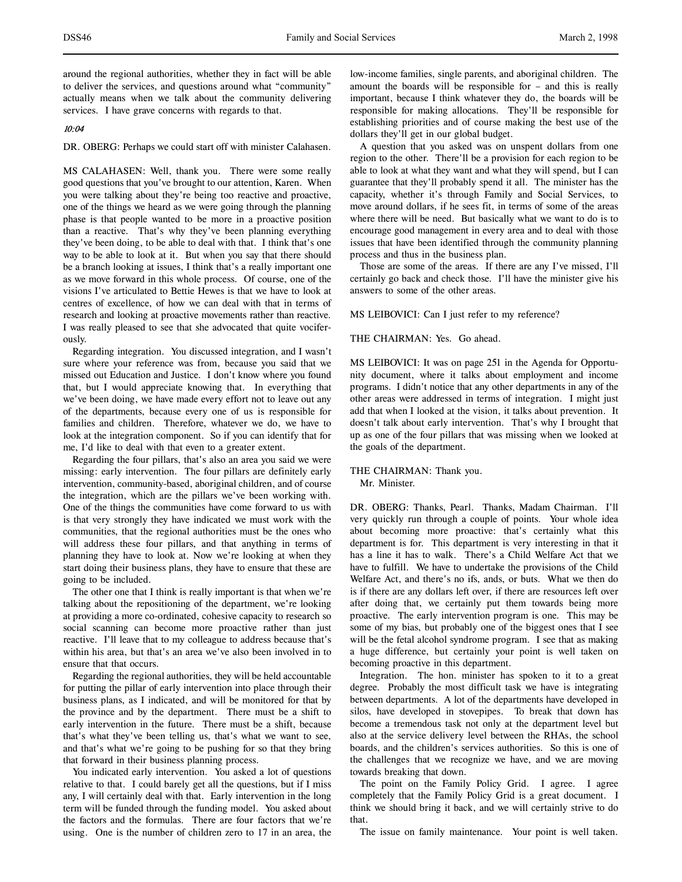around the regional authorities, whether they in fact will be able to deliver the services, and questions around what "community" actually means when we talk about the community delivering services. I have grave concerns with regards to that.

*10:04*

DR. OBERG: Perhaps we could start off with minister Calahasen.

MS CALAHASEN: Well, thank you. There were some really good questions that you've brought to our attention, Karen. When you were talking about they're being too reactive and proactive, one of the things we heard as we were going through the planning phase is that people wanted to be more in a proactive position than a reactive. That's why they've been planning everything they've been doing, to be able to deal with that. I think that's one way to be able to look at it. But when you say that there should be a branch looking at issues, I think that's a really important one as we move forward in this whole process. Of course, one of the visions I've articulated to Bettie Hewes is that we have to look at centres of excellence, of how we can deal with that in terms of research and looking at proactive movements rather than reactive. I was really pleased to see that she advocated that quite vociferously.

Regarding integration. You discussed integration, and I wasn't sure where your reference was from, because you said that we missed out Education and Justice. I don't know where you found that, but I would appreciate knowing that. In everything that we've been doing, we have made every effort not to leave out any of the departments, because every one of us is responsible for families and children. Therefore, whatever we do, we have to look at the integration component. So if you can identify that for me, I'd like to deal with that even to a greater extent.

Regarding the four pillars, that's also an area you said we were missing: early intervention. The four pillars are definitely early intervention, community-based, aboriginal children, and of course the integration, which are the pillars we've been working with. One of the things the communities have come forward to us with is that very strongly they have indicated we must work with the communities, that the regional authorities must be the ones who will address these four pillars, and that anything in terms of planning they have to look at. Now we're looking at when they start doing their business plans, they have to ensure that these are going to be included.

The other one that I think is really important is that when we're talking about the repositioning of the department, we're looking at providing a more co-ordinated, cohesive capacity to research so social scanning can become more proactive rather than just reactive. I'll leave that to my colleague to address because that's within his area, but that's an area we've also been involved in to ensure that that occurs.

Regarding the regional authorities, they will be held accountable for putting the pillar of early intervention into place through their business plans, as I indicated, and will be monitored for that by the province and by the department. There must be a shift to early intervention in the future. There must be a shift, because that's what they've been telling us, that's what we want to see, and that's what we're going to be pushing for so that they bring that forward in their business planning process.

You indicated early intervention. You asked a lot of questions relative to that. I could barely get all the questions, but if I miss any, I will certainly deal with that. Early intervention in the long term will be funded through the funding model. You asked about the factors and the formulas. There are four factors that we're using. One is the number of children zero to 17 in an area, the low-income families, single parents, and aboriginal children. The amount the boards will be responsible for – and this is really important, because I think whatever they do, the boards will be responsible for making allocations. They'll be responsible for establishing priorities and of course making the best use of the dollars they'll get in our global budget.

A question that you asked was on unspent dollars from one region to the other. There'll be a provision for each region to be able to look at what they want and what they will spend, but I can guarantee that they'll probably spend it all. The minister has the capacity, whether it's through Family and Social Services, to move around dollars, if he sees fit, in terms of some of the areas where there will be need. But basically what we want to do is to encourage good management in every area and to deal with those issues that have been identified through the community planning process and thus in the business plan.

Those are some of the areas. If there are any I've missed, I'll certainly go back and check those. I'll have the minister give his answers to some of the other areas.

MS LEIBOVICI: Can I just refer to my reference?

THE CHAIRMAN: Yes. Go ahead.

MS LEIBOVICI: It was on page 251 in the Agenda for Opportunity document, where it talks about employment and income programs. I didn't notice that any other departments in any of the other areas were addressed in terms of integration. I might just add that when I looked at the vision, it talks about prevention. It doesn't talk about early intervention. That's why I brought that up as one of the four pillars that was missing when we looked at the goals of the department.

THE CHAIRMAN: Thank you.
Mr. Minister.

DR. OBERG: Thanks, Pearl. Thanks, Madam Chairman. I'll very quickly run through a couple of points. Your whole idea about becoming more proactive: that's certainly what this department is for. This department is very interesting in that it has a line it has to walk. There's a Child Welfare Act that we have to fulfill. We have to undertake the provisions of the Child Welfare Act, and there's no ifs, ands, or buts. What we then do is if there are any dollars left over, if there are resources left over after doing that, we certainly put them towards being more proactive. The early intervention program is one. This may be some of my bias, but probably one of the biggest ones that I see will be the fetal alcohol syndrome program. I see that as making a huge difference, but certainly your point is well taken on becoming proactive in this department.

Integration. The hon. minister has spoken to it to a great degree. Probably the most difficult task we have is integrating between departments. A lot of the departments have developed in silos, have developed in stovepipes. To break that down has become a tremendous task not only at the department level but also at the service delivery level between the RHAs, the school boards, and the children's services authorities. So this is one of the challenges that we recognize we have, and we are moving towards breaking that down.

The point on the Family Policy Grid. I agree. I agree completely that the Family Policy Grid is a great document. I think we should bring it back, and we will certainly strive to do that.

The issue on family maintenance. Your point is well taken.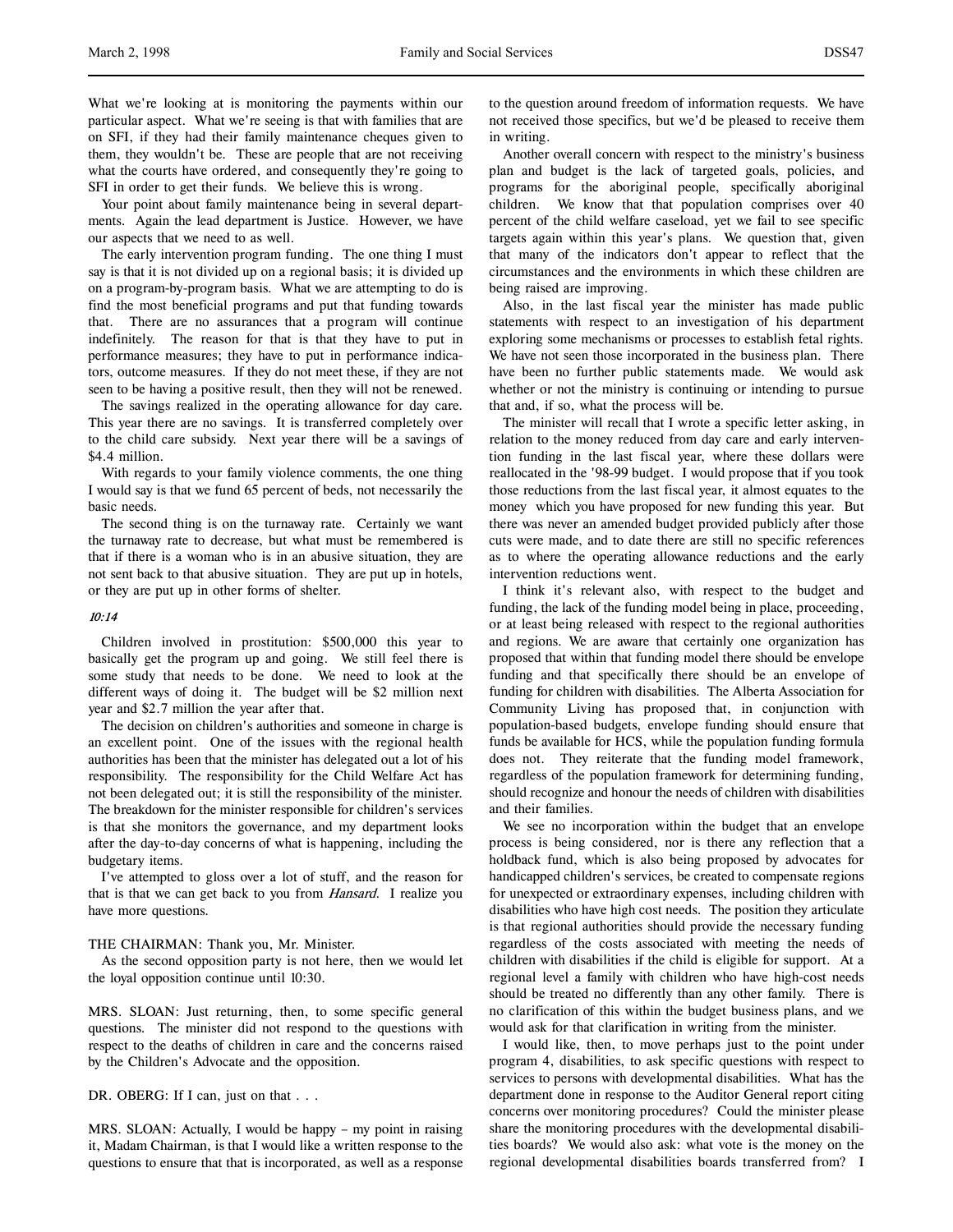What we're looking at is monitoring the payments within our particular aspect. What we're seeing is that with families that are on SFI, if they had their family maintenance cheques given to them, they wouldn't be. These are people that are not receiving what the courts have ordered, and consequently they're going to SFI in order to get their funds. We believe this is wrong.

Your point about family maintenance being in several departments. Again the lead department is Justice. However, we have our aspects that we need to as well.

The early intervention program funding. The one thing I must say is that it is not divided up on a regional basis; it is divided up on a program-by-program basis. What we are attempting to do is find the most beneficial programs and put that funding towards that. There are no assurances that a program will continue indefinitely. The reason for that is that they have to put in performance measures; they have to put in performance indicators, outcome measures. If they do not meet these, if they are not seen to be having a positive result, then they will not be renewed.

The savings realized in the operating allowance for day care. This year there are no savings. It is transferred completely over to the child care subsidy. Next year there will be a savings of $4.4 million.

With regards to your family violence comments, the one thing I would say is that we fund 65 percent of beds, not necessarily the basic needs.

The second thing is on the turnaway rate. Certainly we want the turnaway rate to decrease, but what must be remembered is that if there is a woman who is in an abusive situation, they are not sent back to that abusive situation. They are put up in hotels, or they are put up in other forms of shelter.

*10:14*

Children involved in prostitution: $500,000 this year to basically get the program up and going. We still feel there is some study that needs to be done. We need to look at the different ways of doing it. The budget will be $2 million next year and $2.7 million the year after that.

The decision on children's authorities and someone in charge is an excellent point. One of the issues with the regional health authorities has been that the minister has delegated out a lot of his responsibility. The responsibility for the Child Welfare Act has not been delegated out; it is still the responsibility of the minister. The breakdown for the minister responsible for children's services is that she monitors the governance, and my department looks after the day-to-day concerns of what is happening, including the budgetary items.

I've attempted to gloss over a lot of stuff, and the reason for that is that we can get back to you from *Hansard*. I realize you have more questions.

THE CHAIRMAN: Thank you, Mr. Minister.

As the second opposition party is not here, then we would let the loyal opposition continue until 10:30.

MRS. SLOAN: Just returning, then, to some specific general questions. The minister did not respond to the questions with respect to the deaths of children in care and the concerns raised by the Children's Advocate and the opposition.

DR. OBERG: If I can, just on that . . .

MRS. SLOAN: Actually, I would be happy – my point in raising it, Madam Chairman, is that I would like a written response to the questions to ensure that that is incorporated, as well as a response to the question around freedom of information requests. We have not received those specifics, but we'd be pleased to receive them in writing.

Another overall concern with respect to the ministry's business plan and budget is the lack of targeted goals, policies, and programs for the aboriginal people, specifically aboriginal children. We know that that population comprises over 40 percent of the child welfare caseload, yet we fail to see specific targets again within this year's plans. We question that, given that many of the indicators don't appear to reflect that the circumstances and the environments in which these children are being raised are improving.

Also, in the last fiscal year the minister has made public statements with respect to an investigation of his department exploring some mechanisms or processes to establish fetal rights. We have not seen those incorporated in the business plan. There have been no further public statements made. We would ask whether or not the ministry is continuing or intending to pursue that and, if so, what the process will be.

The minister will recall that I wrote a specific letter asking, in relation to the money reduced from day care and early intervention funding in the last fiscal year, where these dollars were reallocated in the '98-99 budget. I would propose that if you took those reductions from the last fiscal year, it almost equates to the money which you have proposed for new funding this year. But there was never an amended budget provided publicly after those cuts were made, and to date there are still no specific references as to where the operating allowance reductions and the early intervention reductions went.

I think it's relevant also, with respect to the budget and funding, the lack of the funding model being in place, proceeding, or at least being released with respect to the regional authorities and regions. We are aware that certainly one organization has proposed that within that funding model there should be envelope funding and that specifically there should be an envelope of funding for children with disabilities. The Alberta Association for Community Living has proposed that, in conjunction with population-based budgets, envelope funding should ensure that funds be available for HCS, while the population funding formula does not. They reiterate that the funding model framework, regardless of the population framework for determining funding, should recognize and honour the needs of children with disabilities and their families.

We see no incorporation within the budget that an envelope process is being considered, nor is there any reflection that a holdback fund, which is also being proposed by advocates for handicapped children's services, be created to compensate regions for unexpected or extraordinary expenses, including children with disabilities who have high cost needs. The position they articulate is that regional authorities should provide the necessary funding regardless of the costs associated with meeting the needs of children with disabilities if the child is eligible for support. At a regional level a family with children who have high-cost needs should be treated no differently than any other family. There is no clarification of this within the budget business plans, and we would ask for that clarification in writing from the minister.

I would like, then, to move perhaps just to the point under program 4, disabilities, to ask specific questions with respect to services to persons with developmental disabilities. What has the department done in response to the Auditor General report citing concerns over monitoring procedures? Could the minister please share the monitoring procedures with the developmental disabilities boards? We would also ask: what vote is the money on the regional developmental disabilities boards transferred from? I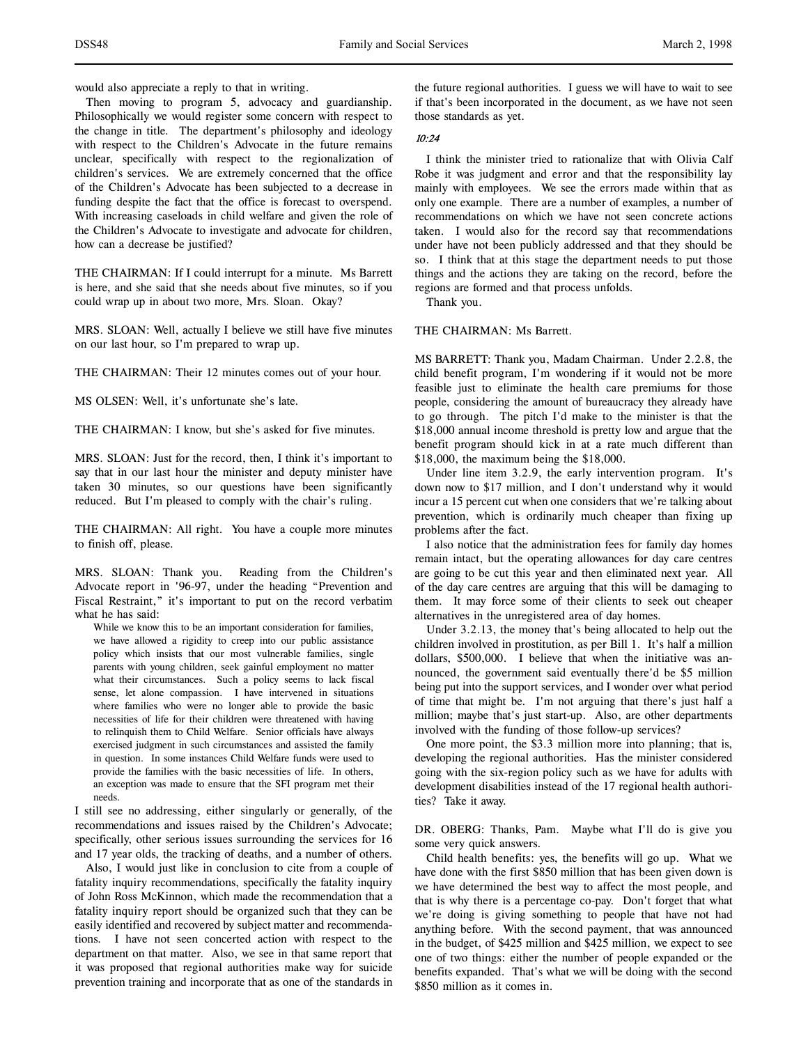would also appreciate a reply to that in writing.

Then moving to program 5, advocacy and guardianship. Philosophically we would register some concern with respect to the change in title. The department's philosophy and ideology with respect to the Children's Advocate in the future remains unclear, specifically with respect to the regionalization of children's services. We are extremely concerned that the office of the Children's Advocate has been subjected to a decrease in funding despite the fact that the office is forecast to overspend. With increasing caseloads in child welfare and given the role of the Children's Advocate to investigate and advocate for children, how can a decrease be justified?

THE CHAIRMAN: If I could interrupt for a minute. Ms Barrett is here, and she said that she needs about five minutes, so if you could wrap up in about two more, Mrs. Sloan. Okay?

MRS. SLOAN: Well, actually I believe we still have five minutes on our last hour, so I'm prepared to wrap up.

THE CHAIRMAN: Their 12 minutes comes out of your hour.

MS OLSEN: Well, it's unfortunate she's late.

THE CHAIRMAN: I know, but she's asked for five minutes.

MRS. SLOAN: Just for the record, then, I think it's important to say that in our last hour the minister and deputy minister have taken 30 minutes, so our questions have been significantly reduced. But I'm pleased to comply with the chair's ruling.

THE CHAIRMAN: All right. You have a couple more minutes to finish off, please.

MRS. SLOAN: Thank you. Reading from the Children's Advocate report in '96-97, under the heading "Prevention and Fiscal Restraint," it's important to put on the record verbatim what he has said:

> While we know this to be an important consideration for families, we have allowed a rigidity to creep into our public assistance policy which insists that our most vulnerable families, single parents with young children, seek gainful employment no matter what their circumstances. Such a policy seems to lack fiscal sense, let alone compassion. I have intervened in situations where families who were no longer able to provide the basic necessities of life for their children were threatened with having to relinquish them to Child Welfare. Senior officials have always exercised judgment in such circumstances and assisted the family in question. In some instances Child Welfare funds were used to provide the families with the basic necessities of life. In others, an exception was made to ensure that the SFI program met their needs.

I still see no addressing, either singularly or generally, of the recommendations and issues raised by the Children's Advocate; specifically, other serious issues surrounding the services for 16 and 17 year olds, the tracking of deaths, and a number of others.

Also, I would just like in conclusion to cite from a couple of fatality inquiry recommendations, specifically the fatality inquiry of John Ross McKinnon, which made the recommendation that a fatality inquiry report should be organized such that they can be easily identified and recovered by subject matter and recommendations. I have not seen concerted action with respect to the department on that matter. Also, we see in that same report that it was proposed that regional authorities make way for suicide prevention training and incorporate that as one of the standards in the future regional authorities. I guess we will have to wait to see if that's been incorporated in the document, as we have not seen those standards as yet.

*10:24*

I think the minister tried to rationalize that with Olivia Calf Robe it was judgment and error and that the responsibility lay mainly with employees. We see the errors made within that as only one example. There are a number of examples, a number of recommendations on which we have not seen concrete actions taken. I would also for the record say that recommendations under have not been publicly addressed and that they should be so. I think that at this stage the department needs to put those things and the actions they are taking on the record, before the regions are formed and that process unfolds.

Thank you.

THE CHAIRMAN: Ms Barrett.

MS BARRETT: Thank you, Madam Chairman. Under 2.2.8, the child benefit program, I'm wondering if it would not be more feasible just to eliminate the health care premiums for those people, considering the amount of bureaucracy they already have to go through. The pitch I'd make to the minister is that the $18,000 annual income threshold is pretty low and argue that the benefit program should kick in at a rate much different than $18,000, the maximum being the $18,000.

Under line item 3.2.9, the early intervention program. It's down now to $17 million, and I don't understand why it would incur a 15 percent cut when one considers that we're talking about prevention, which is ordinarily much cheaper than fixing up problems after the fact.

I also notice that the administration fees for family day homes remain intact, but the operating allowances for day care centres are going to be cut this year and then eliminated next year. All of the day care centres are arguing that this will be damaging to them. It may force some of their clients to seek out cheaper alternatives in the unregistered area of day homes.

Under 3.2.13, the money that's being allocated to help out the children involved in prostitution, as per Bill 1. It's half a million dollars, $500,000. I believe that when the initiative was announced, the government said eventually there'd be $5 million being put into the support services, and I wonder over what period of time that might be. I'm not arguing that there's just half a million; maybe that's just start-up. Also, are other departments involved with the funding of those follow-up services?

One more point, the $3.3 million more into planning; that is, developing the regional authorities. Has the minister considered going with the six-region policy such as we have for adults with development disabilities instead of the 17 regional health authorities? Take it away.

DR. OBERG: Thanks, Pam. Maybe what I'll do is give you some very quick answers.

Child health benefits: yes, the benefits will go up. What we have done with the first $850 million that has been given down is we have determined the best way to affect the most people, and that is why there is a percentage co-pay. Don't forget that what we're doing is giving something to people that have not had anything before. With the second payment, that was announced in the budget, of $425 million and $425 million, we expect to see one of two things: either the number of people expanded or the benefits expanded. That's what we will be doing with the second $850 million as it comes in.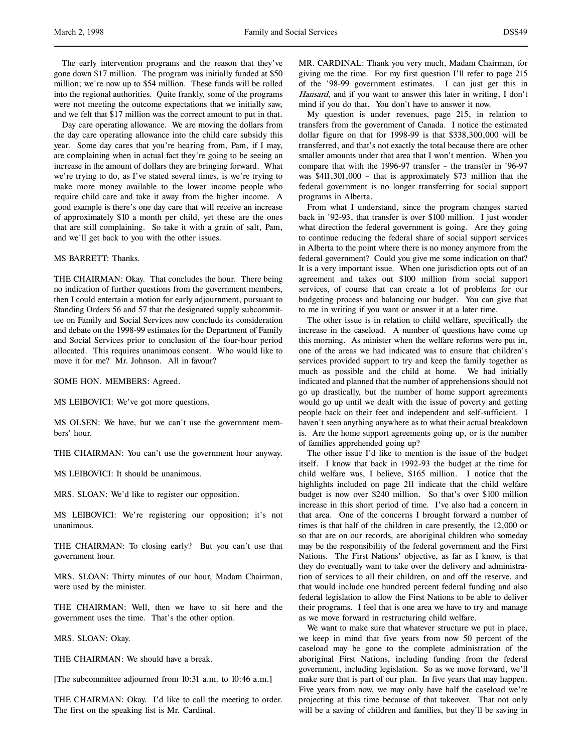The early intervention programs and the reason that they've gone down $17 million. The program was initially funded at $50 million; we're now up to $54 million. These funds will be rolled into the regional authorities. Quite frankly, some of the programs were not meeting the outcome expectations that we initially saw, and we felt that $17 million was the correct amount to put in that.

Day care operating allowance. We are moving the dollars from the day care operating allowance into the child care subsidy this year. Some day cares that you're hearing from, Pam, if I may, are complaining when in actual fact they're going to be seeing an increase in the amount of dollars they are bringing forward. What we're trying to do, as I've stated several times, is we're trying to make more money available to the lower income people who require child care and take it away from the higher income. A good example is there's one day care that will receive an increase of approximately $10 a month per child, yet these are the ones that are still complaining. So take it with a grain of salt, Pam, and we'll get back to you with the other issues.

MS BARRETT: Thanks.

THE CHAIRMAN: Okay. That concludes the hour. There being no indication of further questions from the government members, then I could entertain a motion for early adjournment, pursuant to Standing Orders 56 and 57 that the designated supply subcommittee on Family and Social Services now conclude its consideration and debate on the 1998-99 estimates for the Department of Family and Social Services prior to conclusion of the four-hour period allocated. This requires unanimous consent. Who would like to move it for me? Mr. Johnson. All in favour?

SOME HON. MEMBERS: Agreed.

MS LEIBOVICI: We've got more questions.

MS OLSEN: We have, but we can't use the government members' hour.

THE CHAIRMAN: You can't use the government hour anyway.

MS LEIBOVICI: It should be unanimous.

MRS. SLOAN: We'd like to register our opposition.

MS LEIBOVICI: We're registering our opposition; it's not unanimous.

THE CHAIRMAN: To closing early? But you can't use that government hour.

MRS. SLOAN: Thirty minutes of our hour, Madam Chairman, were used by the minister.

THE CHAIRMAN: Well, then we have to sit here and the government uses the time. That's the other option.

MRS. SLOAN: Okay.

THE CHAIRMAN: We should have a break.

[The subcommittee adjourned from 10:31 a.m. to 10:46 a.m.]

THE CHAIRMAN: Okay. I'd like to call the meeting to order. The first on the speaking list is Mr. Cardinal.

MR. CARDINAL: Thank you very much, Madam Chairman, for giving me the time. For my first question I'll refer to page 215 of the '98-99 government estimates. I can just get this in *Hansard*, and if you want to answer this later in writing, I don't mind if you do that. You don't have to answer it now.

My question is under revenues, page 215, in relation to transfers from the government of Canada. I notice the estimated dollar figure on that for 1998-99 is that $338,300,000 will be transferred, and that's not exactly the total because there are other smaller amounts under that area that I won't mention. When you compare that with the 1996-97 transfer – the transfer in '96-97 was $411,301,000 – that is approximately $73 million that the federal government is no longer transferring for social support programs in Alberta.

From what I understand, since the program changes started back in '92-93, that transfer is over $100 million. I just wonder what direction the federal government is going. Are they going to continue reducing the federal share of social support services in Alberta to the point where there is no money anymore from the federal government? Could you give me some indication on that? It is a very important issue. When one jurisdiction opts out of an agreement and takes out $100 million from social support services, of course that can create a lot of problems for our budgeting process and balancing our budget. You can give that to me in writing if you want or answer it at a later time.

The other issue is in relation to child welfare, specifically the increase in the caseload. A number of questions have come up this morning. As minister when the welfare reforms were put in, one of the areas we had indicated was to ensure that children's services provided support to try and keep the family together as much as possible and the child at home. We had initially indicated and planned that the number of apprehensions should not go up drastically, but the number of home support agreements would go up until we dealt with the issue of poverty and getting people back on their feet and independent and self-sufficient. I haven't seen anything anywhere as to what their actual breakdown is. Are the home support agreements going up, or is the number of families apprehended going up?

The other issue I'd like to mention is the issue of the budget itself. I know that back in 1992-93 the budget at the time for child welfare was, I believe, $165 million. I notice that the highlights included on page 211 indicate that the child welfare budget is now over $240 million. So that's over $100 million increase in this short period of time. I've also had a concern in that area. One of the concerns I brought forward a number of times is that half of the children in care presently, the 12,000 or so that are on our records, are aboriginal children who someday may be the responsibility of the federal government and the First Nations. The First Nations' objective, as far as I know, is that they do eventually want to take over the delivery and administration of services to all their children, on and off the reserve, and that would include one hundred percent federal funding and also federal legislation to allow the First Nations to be able to deliver their programs. I feel that is one area we have to try and manage as we move forward in restructuring child welfare.

We want to make sure that whatever structure we put in place, we keep in mind that five years from now 50 percent of the caseload may be gone to the complete administration of the aboriginal First Nations, including funding from the federal government, including legislation. So as we move forward, we'll make sure that is part of our plan. In five years that may happen. Five years from now, we may only have half the caseload we're projecting at this time because of that takeover. That not only will be a saving of children and families, but they'll be saving in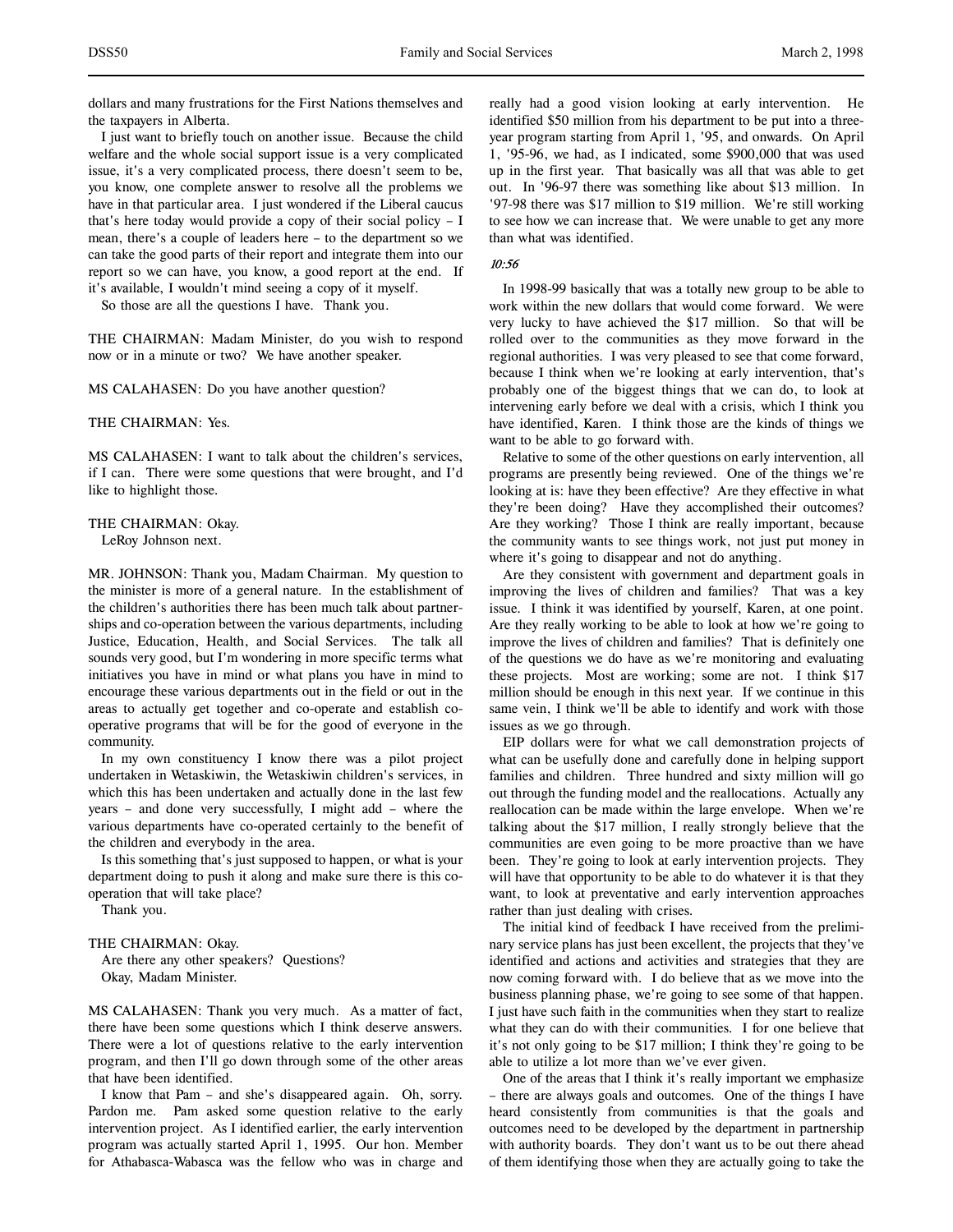dollars and many frustrations for the First Nations themselves and the taxpayers in Alberta.

I just want to briefly touch on another issue. Because the child welfare and the whole social support issue is a very complicated issue, it's a very complicated process, there doesn't seem to be, you know, one complete answer to resolve all the problems we have in that particular area. I just wondered if the Liberal caucus that's here today would provide a copy of their social policy – I mean, there's a couple of leaders here – to the department so we can take the good parts of their report and integrate them into our report so we can have, you know, a good report at the end. If it's available, I wouldn't mind seeing a copy of it myself.

So those are all the questions I have. Thank you.

THE CHAIRMAN: Madam Minister, do you wish to respond now or in a minute or two? We have another speaker.

MS CALAHASEN: Do you have another question?

THE CHAIRMAN: Yes.

MS CALAHASEN: I want to talk about the children's services, if I can. There were some questions that were brought, and I'd like to highlight those.

THE CHAIRMAN: Okay.

LeRoy Johnson next.

MR. JOHNSON: Thank you, Madam Chairman. My question to the minister is more of a general nature. In the establishment of the children's authorities there has been much talk about partnerships and co-operation between the various departments, including Justice, Education, Health, and Social Services. The talk all sounds very good, but I'm wondering in more specific terms what initiatives you have in mind or what plans you have in mind to encourage these various departments out in the field or out in the areas to actually get together and co-operate and establish co-operative programs that will be for the good of everyone in the community.

In my own constituency I know there was a pilot project undertaken in Wetaskiwin, the Wetaskiwin children's services, in which this has been undertaken and actually done in the last few years – and done very successfully, I might add – where the various departments have co-operated certainly to the benefit of the children and everybody in the area.

Is this something that's just supposed to happen, or what is your department doing to push it along and make sure there is this co-operation that will take place?

Thank you.

THE CHAIRMAN: Okay.

Are there any other speakers? Questions?

Okay, Madam Minister.

MS CALAHASEN: Thank you very much. As a matter of fact, there have been some questions which I think deserve answers. There were a lot of questions relative to the early intervention program, and then I'll go down through some of the other areas that have been identified.

I know that Pam – and she's disappeared again. Oh, sorry. Pardon me. Pam asked some question relative to the early intervention project. As I identified earlier, the early intervention program was actually started April 1, 1995. Our hon. Member for Athabasca-Wabasca was the fellow who was in charge and really had a good vision looking at early intervention. He identified $50 million from his department to be put into a three-year program starting from April 1, '95, and onwards. On April 1, '95-96, we had, as I indicated, some $900,000 that was used up in the first year. That basically was all that was able to get out. In '96-97 there was something like about $13 million. In '97-98 there was $17 million to $19 million. We're still working to see how we can increase that. We were unable to get any more than what was identified.

*10:56*

In 1998-99 basically that was a totally new group to be able to work within the new dollars that would come forward. We were very lucky to have achieved the $17 million. So that will be rolled over to the communities as they move forward in the regional authorities. I was very pleased to see that come forward, because I think when we're looking at early intervention, that's probably one of the biggest things that we can do, to look at intervening early before we deal with a crisis, which I think you have identified, Karen. I think those are the kinds of things we want to be able to go forward with.

Relative to some of the other questions on early intervention, all programs are presently being reviewed. One of the things we're looking at is: have they been effective? Are they effective in what they've been doing? Have they accomplished their outcomes? Are they working? Those I think are really important, because the community wants to see things work, not just put money in where it's going to disappear and not do anything.

Are they consistent with government and department goals in improving the lives of children and families? That was a key issue. I think it was identified by yourself, Karen, at one point. Are they really working to be able to look at how we're going to improve the lives of children and families? That is definitely one of the questions we do have as we're monitoring and evaluating these projects. Most are working; some are not. I think $17 million should be enough in this next year. If we continue in this same vein, I think we'll be able to identify and work with those issues as we go through.

EIP dollars were for what we call demonstration projects of what can be usefully done and carefully done in helping support families and children. Three hundred and sixty million will go out through the funding model and the reallocations. Actually any reallocation can be made within the large envelope. When we're talking about the $17 million, I really strongly believe that the communities are even going to be more proactive than we have been. They're going to look at early intervention projects. They will have that opportunity to be able to do whatever it is that they want, to look at preventative and early intervention approaches rather than just dealing with crises.

The initial kind of feedback I have received from the preliminary service plans has just been excellent, the projects that they've identified and actions and activities and strategies that they are now coming forward with. I do believe that as we move into the business planning phase, we're going to see some of that happen. I just have such faith in the communities when they start to realize what they can do with their communities. I for one believe that it's not only going to be $17 million; I think they're going to be able to utilize a lot more than we've ever given.

One of the areas that I think it's really important we emphasize – there are always goals and outcomes. One of the things I have heard consistently from communities is that the goals and outcomes need to be developed by the department in partnership with authority boards. They don't want us to be out there ahead of them identifying those when they are actually going to take the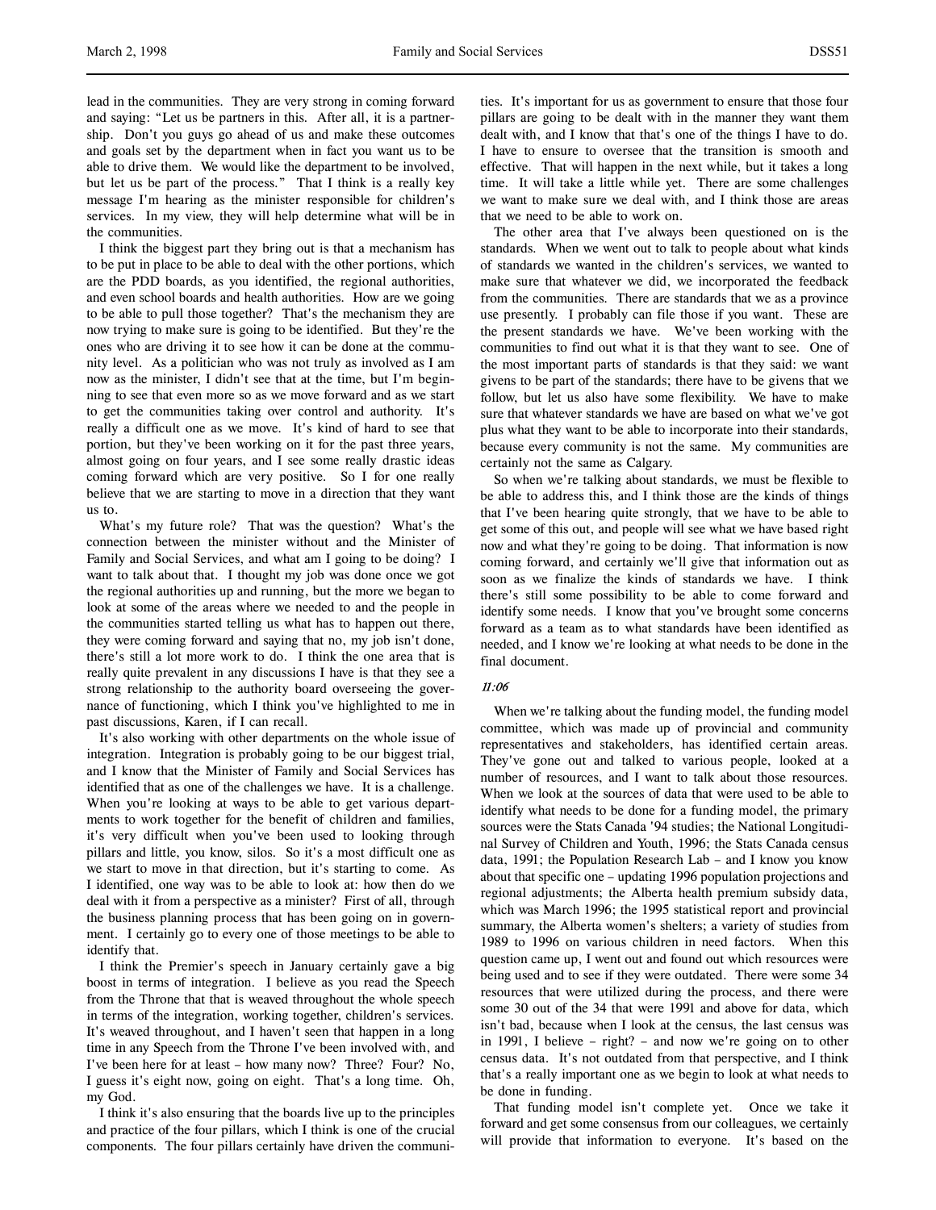lead in the communities. They are very strong in coming forward and saying: "Let us be partners in this. After all, it is a partnership. Don't you guys go ahead of us and make these outcomes and goals set by the department when in fact you want us to be able to drive them. We would like the department to be involved, but let us be part of the process." That I think is a really key message I'm hearing as the minister responsible for children's services. In my view, they will help determine what will be in the communities.

I think the biggest part they bring out is that a mechanism has to be put in place to be able to deal with the other portions, which are the PDD boards, as you identified, the regional authorities, and even school boards and health authorities. How are we going to be able to pull those together? That's the mechanism they are now trying to make sure is going to be identified. But they're the ones who are driving it to see how it can be done at the community level. As a politician who was not truly as involved as I am now as the minister, I didn't see that at the time, but I'm beginning to see that even more so as we move forward and as we start to get the communities taking over control and authority. It's really a difficult one as we move. It's kind of hard to see that portion, but they've been working on it for the past three years, almost going on four years, and I see some really drastic ideas coming forward which are very positive. So I for one really believe that we are starting to move in a direction that they want us to.

What's my future role? That was the question? What's the connection between the minister without and the Minister of Family and Social Services, and what am I going to be doing? I want to talk about that. I thought my job was done once we got the regional authorities up and running, but the more we began to look at some of the areas where we needed to and the people in the communities started telling us what has to happen out there, they were coming forward and saying that no, my job isn't done, there's still a lot more work to do. I think the one area that is really quite prevalent in any discussions I have is that they see a strong relationship to the authority board overseeing the governance of functioning, which I think you've highlighted to me in past discussions, Karen, if I can recall.

It's also working with other departments on the whole issue of integration. Integration is probably going to be our biggest trial, and I know that the Minister of Family and Social Services has identified that as one of the challenges we have. It is a challenge. When you're looking at ways to be able to get various departments to work together for the benefit of children and families, it's very difficult when you've been used to looking through pillars and little, you know, silos. So it's a most difficult one as we start to move in that direction, but it's starting to come. As I identified, one way was to be able to look at: how then do we deal with it from a perspective as a minister? First of all, through the business planning process that has been going on in government. I certainly go to every one of those meetings to be able to identify that.

I think the Premier's speech in January certainly gave a big boost in terms of integration. I believe as you read the Speech from the Throne that that is weaved throughout the whole speech in terms of the integration, working together, children's services. It's weaved throughout, and I haven't seen that happen in a long time in any Speech from the Throne I've been involved with, and I've been here for at least – how many now? Three? Four? No, I guess it's eight now, going on eight. That's a long time. Oh, my God.

I think it's also ensuring that the boards live up to the principles and practice of the four pillars, which I think is one of the crucial components. The four pillars certainly have driven the communities. It's important for us as government to ensure that those four pillars are going to be dealt with in the manner they want them dealt with, and I know that that's one of the things I have to do. I have to ensure to oversee that the transition is smooth and effective. That will happen in the next while, but it takes a long time. It will take a little while yet. There are some challenges we want to make sure we deal with, and I think those are areas that we need to be able to work on.

The other area that I've always been questioned on is the standards. When we went out to talk to people about what kinds of standards we wanted in the children's services, we wanted to make sure that whatever we did, we incorporated the feedback from the communities. There are standards that we as a province use presently. I probably can file those if you want. These are the present standards we have. We've been working with the communities to find out what it is that they want to see. One of the most important parts of standards is that they said: we want givens to be part of the standards; there have to be givens that we follow, but let us also have some flexibility. We have to make sure that whatever standards we have are based on what we've got plus what they want to be able to incorporate into their standards, because every community is not the same. My communities are certainly not the same as Calgary.

So when we're talking about standards, we must be flexible to be able to address this, and I think those are the kinds of things that I've been hearing quite strongly, that we have to be able to get some of this out, and people will see what we have based right now and what they're going to be doing. That information is now coming forward, and certainly we'll give that information out as soon as we finalize the kinds of standards we have. I think there's still some possibility to be able to come forward and identify some needs. I know that you've brought some concerns forward as a team as to what standards have been identified as needed, and I know we're looking at what needs to be done in the final document.

*11:06*

When we're talking about the funding model, the funding model committee, which was made up of provincial and community representatives and stakeholders, has identified certain areas. They've gone out and talked to various people, looked at a number of resources, and I want to talk about those resources. When we look at the sources of data that were used to be able to identify what needs to be done for a funding model, the primary sources were the Stats Canada '94 studies; the National Longitudinal Survey of Children and Youth, 1996; the Stats Canada census data, 1991; the Population Research Lab – and I know you know about that specific one – updating 1996 population projections and regional adjustments; the Alberta health premium subsidy data, which was March 1996; the 1995 statistical report and provincial summary, the Alberta women's shelters; a variety of studies from 1989 to 1996 on various children in need factors. When this question came up, I went out and found out which resources were being used and to see if they were outdated. There were some 34 resources that were utilized during the process, and there were some 30 out of the 34 that were 1991 and above for data, which isn't bad, because when I look at the census, the last census was in 1991, I believe – right? – and now we're going on to other census data. It's not outdated from that perspective, and I think that's a really important one as we begin to look at what needs to be done in funding.

That funding model isn't complete yet. Once we take it forward and get some consensus from our colleagues, we certainly will provide that information to everyone. It's based on the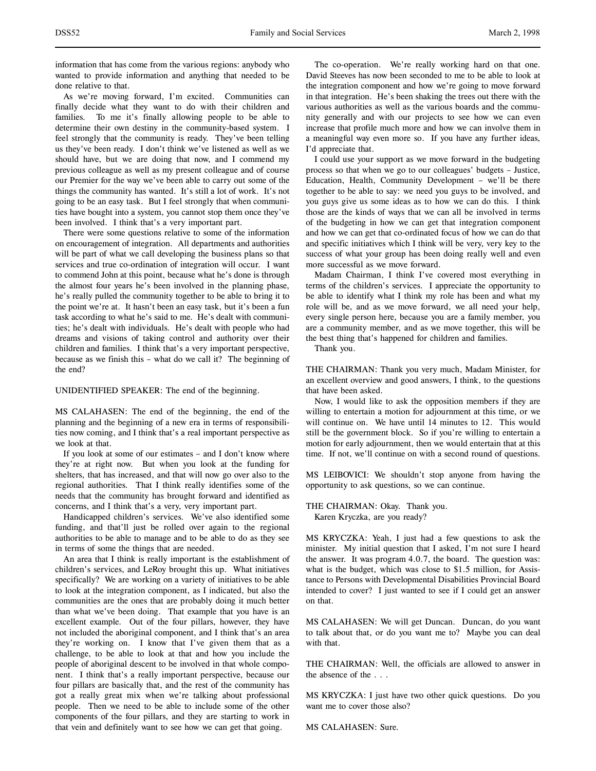information that has come from the various regions: anybody who wanted to provide information and anything that needed to be done relative to that.

As we're moving forward, I'm excited. Communities can finally decide what they want to do with their children and families. To me it's finally allowing people to be able to determine their own destiny in the community-based system. I feel strongly that the community is ready. They've been telling us they've been ready. I don't think we've listened as well as we should have, but we are doing that now, and I commend my previous colleague as well as my present colleague and of course our Premier for the way we've been able to carry out some of the things the community has wanted. It's still a lot of work. It's not going to be an easy task. But I feel strongly that when communities have bought into a system, you cannot stop them once they've been involved. I think that's a very important part.

There were some questions relative to some of the information on encouragement of integration. All departments and authorities will be part of what we call developing the business plans so that services and true co-ordination of integration will occur. I want to commend John at this point, because what he's done is through the almost four years he's been involved in the planning phase, he's really pulled the community together to be able to bring it to the point we're at. It hasn't been an easy task, but it's been a fun task according to what he's said to me. He's dealt with communities; he's dealt with individuals. He's dealt with people who had dreams and visions of taking control and authority over their children and families. I think that's a very important perspective, because as we finish this – what do we call it? The beginning of the end?

UNIDENTIFIED SPEAKER: The end of the beginning.

MS CALAHASEN: The end of the beginning, the end of the planning and the beginning of a new era in terms of responsibilities now coming, and I think that's a real important perspective as we look at that.

If you look at some of our estimates – and I don't know where they're at right now. But when you look at the funding for shelters, that has increased, and that will now go over also to the regional authorities. That I think really identifies some of the needs that the community has brought forward and identified as concerns, and I think that's a very, very important part.

Handicapped children's services. We've also identified some funding, and that'll just be rolled over again to the regional authorities to be able to manage and to be able to do as they see in terms of some the things that are needed.

An area that I think is really important is the establishment of children's services, and LeRoy brought this up. What initiatives specifically? We are working on a variety of initiatives to be able to look at the integration component, as I indicated, but also the communities are the ones that are probably doing it much better than what we've been doing. That example that you have is an excellent example. Out of the four pillars, however, they have not included the aboriginal component, and I think that's an area they're working on. I know that I've given them that as a challenge, to be able to look at that and how you include the people of aboriginal descent to be involved in that whole component. I think that's a really important perspective, because our four pillars are basically that, and the rest of the community has got a really great mix when we're talking about professional people. Then we need to be able to include some of the other components of the four pillars, and they are starting to work in that vein and definitely want to see how we can get that going.

The co-operation. We're really working hard on that one. David Steeves has now been seconded to me to be able to look at the integration component and how we're going to move forward in that integration. He's been shaking the trees out there with the various authorities as well as the various boards and the community generally and with our projects to see how we can even increase that profile much more and how we can involve them in a meaningful way even more so. If you have any further ideas, I'd appreciate that.

I could use your support as we move forward in the budgeting process so that when we go to our colleagues' budgets – Justice, Education, Health, Community Development – we'll be there together to be able to say: we need you guys to be involved, and you guys give us some ideas as to how we can do this. I think those are the kinds of ways that we can all be involved in terms of the budgeting in how we can get that integration component and how we can get that co-ordinated focus of how we can do that and specific initiatives which I think will be very, very key to the success of what your group has been doing really well and even more successful as we move forward.

Madam Chairman, I think I've covered most everything in terms of the children's services. I appreciate the opportunity to be able to identify what I think my role has been and what my role will be, and as we move forward, we all need your help, every single person here, because you are a family member, you are a community member, and as we move together, this will be the best thing that's happened for children and families.

Thank you.

THE CHAIRMAN: Thank you very much, Madam Minister, for an excellent overview and good answers, I think, to the questions that have been asked.

Now, I would like to ask the opposition members if they are willing to entertain a motion for adjournment at this time, or we will continue on. We have until 14 minutes to 12. This would still be the government block. So if you're willing to entertain a motion for early adjournment, then we would entertain that at this time. If not, we'll continue on with a second round of questions.

MS LEIBOVICI: We shouldn't stop anyone from having the opportunity to ask questions, so we can continue.

THE CHAIRMAN: Okay. Thank you.

Karen Kryczka, are you ready?

MS KRYCZKA: Yeah, I just had a few questions to ask the minister. My initial question that I asked, I'm not sure I heard the answer. It was program 4.0.7, the board. The question was: what is the budget, which was close to $1.5 million, for Assistance to Persons with Developmental Disabilities Provincial Board intended to cover? I just wanted to see if I could get an answer on that.

MS CALAHASEN: We will get Duncan. Duncan, do you want to talk about that, or do you want me to? Maybe you can deal with that.

THE CHAIRMAN: Well, the officials are allowed to answer in the absence of the . . .

MS KRYCZKA: I just have two other quick questions. Do you want me to cover those also?

MS CALAHASEN: Sure.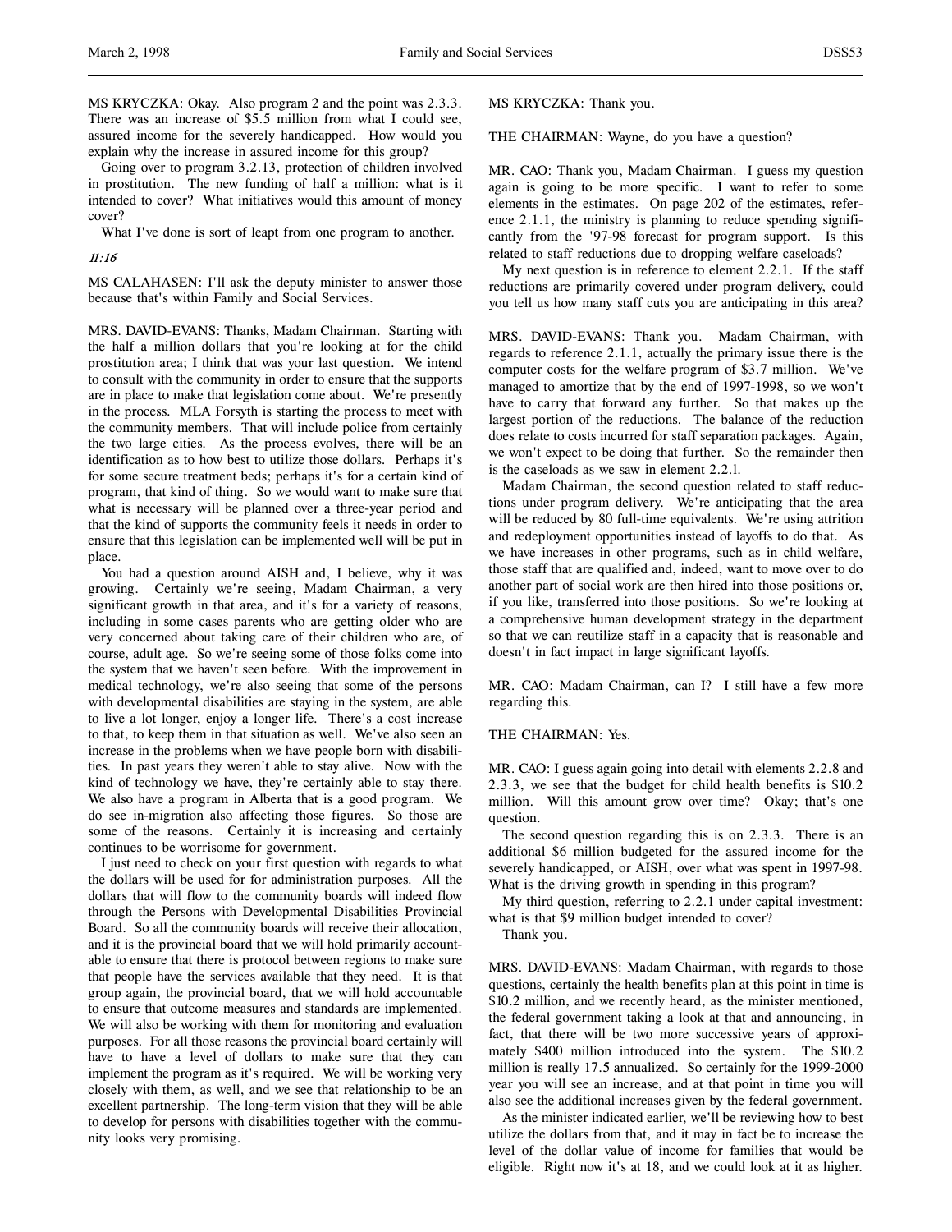MS KRYCZKA: Okay. Also program 2 and the point was 2.3.3. There was an increase of $5.5 million from what I could see, assured income for the severely handicapped. How would you explain why the increase in assured income for this group?

Going over to program 3.2.13, protection of children involved in prostitution. The new funding of half a million: what is it intended to cover? What initiatives would this amount of money cover?

What I've done is sort of leapt from one program to another.

*11:16*

MS CALAHASEN: I'll ask the deputy minister to answer those because that's within Family and Social Services.

MRS. DAVID-EVANS: Thanks, Madam Chairman. Starting with the half a million dollars that you're looking at for the child prostitution area; I think that was your last question. We intend to consult with the community in order to ensure that the supports are in place to make that legislation come about. We're presently in the process. MLA Forsyth is starting the process to meet with the community members. That will include police from certainly the two large cities. As the process evolves, there will be an identification as to how best to utilize those dollars. Perhaps it's for some secure treatment beds; perhaps it's for a certain kind of program, that kind of thing. So we would want to make sure that what is necessary will be planned over a three-year period and that the kind of supports the community feels it needs in order to ensure that this legislation can be implemented well will be put in place.

You had a question around AISH and, I believe, why it was growing. Certainly we're seeing, Madam Chairman, a very significant growth in that area, and it's for a variety of reasons, including in some cases parents who are getting older who are very concerned about taking care of their children who are, of course, adult age. So we're seeing some of those folks come into the system that we haven't seen before. With the improvement in medical technology, we're also seeing that some of the persons with developmental disabilities are staying in the system, are able to live a lot longer, enjoy a longer life. There's a cost increase to that, to keep them in that situation as well. We've also seen an increase in the problems when we have people born with disabilities. In past years they weren't able to stay alive. Now with the kind of technology we have, they're certainly able to stay there. We also have a program in Alberta that is a good program. We do see in-migration also affecting those figures. So those are some of the reasons. Certainly it is increasing and certainly continues to be worrisome for government.

I just need to check on your first question with regards to what the dollars will be used for for administration purposes. All the dollars that will flow to the community boards will indeed flow through the Persons with Developmental Disabilities Provincial Board. So all the community boards will receive their allocation, and it is the provincial board that we will hold primarily accountable to ensure that there is protocol between regions to make sure that people have the services available that they need. It is that group again, the provincial board, that we will hold accountable to ensure that outcome measures and standards are implemented. We will also be working with them for monitoring and evaluation purposes. For all those reasons the provincial board certainly will have to have a level of dollars to make sure that they can implement the program as it's required. We will be working very closely with them, as well, and we see that relationship to be an excellent partnership. The long-term vision that they will be able to develop for persons with disabilities together with the community looks very promising.

MS KRYCZKA: Thank you.

THE CHAIRMAN: Wayne, do you have a question?

MR. CAO: Thank you, Madam Chairman. I guess my question again is going to be more specific. I want to refer to some elements in the estimates. On page 202 of the estimates, reference 2.1.1, the ministry is planning to reduce spending significantly from the '97-98 forecast for program support. Is this related to staff reductions due to dropping welfare caseloads?

My next question is in reference to element 2.2.1. If the staff reductions are primarily covered under program delivery, could you tell us how many staff cuts you are anticipating in this area?

MRS. DAVID-EVANS: Thank you. Madam Chairman, with regards to reference 2.1.1, actually the primary issue there is the computer costs for the welfare program of $3.7 million. We've managed to amortize that by the end of 1997-1998, so we won't have to carry that forward any further. So that makes up the largest portion of the reductions. The balance of the reduction does relate to costs incurred for staff separation packages. Again, we won't expect to be doing that further. So the remainder then is the caseloads as we saw in element 2.2.1.

Madam Chairman, the second question related to staff reductions under program delivery. We're anticipating that the area will be reduced by 80 full-time equivalents. We're using attrition and redeployment opportunities instead of layoffs to do that. As we have increases in other programs, such as in child welfare, those staff that are qualified and, indeed, want to move over to do another part of social work are then hired into those positions or, if you like, transferred into those positions. So we're looking at a comprehensive human development strategy in the department so that we can reutilize staff in a capacity that is reasonable and doesn't in fact impact in large significant layoffs.

MR. CAO: Madam Chairman, can I? I still have a few more regarding this.

THE CHAIRMAN: Yes.

MR. CAO: I guess again going into detail with elements 2.2.8 and 2.3.3, we see that the budget for child health benefits is $10.2 million. Will this amount grow over time? Okay; that's one question.

The second question regarding this is on 2.3.3. There is an additional $6 million budgeted for the assured income for the severely handicapped, or AISH, over what was spent in 1997-98. What is the driving growth in spending in this program?

My third question, referring to 2.2.1 under capital investment: what is that $9 million budget intended to cover?

Thank you.

MRS. DAVID-EVANS: Madam Chairman, with regards to those questions, certainly the health benefits plan at this point in time is $10.2 million, and we recently heard, as the minister mentioned, the federal government taking a look at that and announcing, in fact, that there will be two more successive years of approximately $400 million introduced into the system. The $10.2 million is really 17.5 annualized. So certainly for the 1999-2000 year you will see an increase, and at that point in time you will also see the additional increases given by the federal government.

As the minister indicated earlier, we'll be reviewing how to best utilize the dollars from that, and it may in fact be to increase the level of the dollar value of income for families that would be eligible. Right now it's at 18, and we could look at it as higher.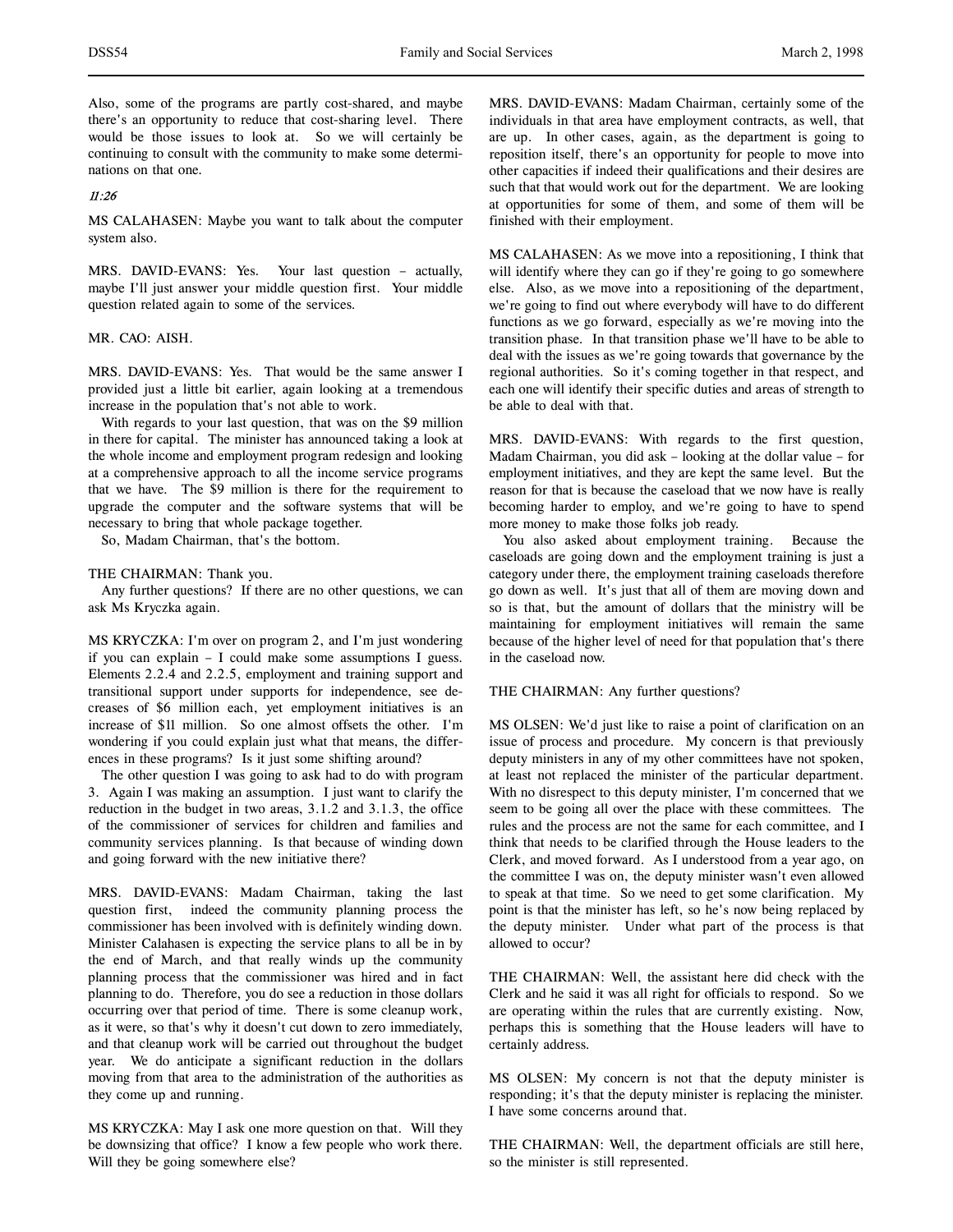Also, some of the programs are partly cost-shared, and maybe there's an opportunity to reduce that cost-sharing level. There would be those issues to look at. So we will certainly be continuing to consult with the community to make some determinations on that one.

*11:26*

MS CALAHASEN: Maybe you want to talk about the computer system also.

MRS. DAVID-EVANS: Yes. Your last question – actually, maybe I'll just answer your middle question first. Your middle question related again to some of the services.

MR. CAO: AISH.

MRS. DAVID-EVANS: Yes. That would be the same answer I provided just a little bit earlier, again looking at a tremendous increase in the population that's not able to work.

With regards to your last question, that was on the $9 million in there for capital. The minister has announced taking a look at the whole income and employment program redesign and looking at a comprehensive approach to all the income service programs that we have. The $9 million is there for the requirement to upgrade the computer and the software systems that will be necessary to bring that whole package together.

So, Madam Chairman, that's the bottom.

THE CHAIRMAN: Thank you.

Any further questions? If there are no other questions, we can ask Ms Kryczka again.

MS KRYCZKA: I'm over on program 2, and I'm just wondering if you can explain – I could make some assumptions I guess. Elements 2.2.4 and 2.2.5, employment and training support and transitional support under supports for independence, see decreases of $6 million each, yet employment initiatives is an increase of $11 million. So one almost offsets the other. I'm wondering if you could explain just what that means, the differences in these programs? Is it just some shifting around?

The other question I was going to ask had to do with program 3. Again I was making an assumption. I just want to clarify the reduction in the budget in two areas, 3.1.2 and 3.1.3, the office of the commissioner of services for children and families and community services planning. Is that because of winding down and going forward with the new initiative there?

MRS. DAVID-EVANS: Madam Chairman, taking the last question first, indeed the community planning process the commissioner has been involved with is definitely winding down. Minister Calahasen is expecting the service plans to all be in by the end of March, and that really winds up the community planning process that the commissioner was hired and in fact planning to do. Therefore, you do see a reduction in those dollars occurring over that period of time. There is some cleanup work, as it were, so that's why it doesn't cut down to zero immediately, and that cleanup work will be carried out throughout the budget year. We do anticipate a significant reduction in the dollars moving from that area to the administration of the authorities as they come up and running.

MS KRYCZKA: May I ask one more question on that. Will they be downsizing that office? I know a few people who work there. Will they be going somewhere else?

MRS. DAVID-EVANS: Madam Chairman, certainly some of the individuals in that area have employment contracts, as well, that are up. In other cases, again, as the department is going to reposition itself, there's an opportunity for people to move into other capacities if indeed their qualifications and their desires are such that that would work out for the department. We are looking at opportunities for some of them, and some of them will be finished with their employment.

MS CALAHASEN: As we move into a repositioning, I think that will identify where they can go if they're going to go somewhere else. Also, as we move into a repositioning of the department, we're going to find out where everybody will have to do different functions as we go forward, especially as we're moving into the transition phase. In that transition phase we'll have to be able to deal with the issues as we're going towards that governance by the regional authorities. So it's coming together in that respect, and each one will identify their specific duties and areas of strength to be able to deal with that.

MRS. DAVID-EVANS: With regards to the first question, Madam Chairman, you did ask – looking at the dollar value – for employment initiatives, and they are kept the same level. But the reason for that is because the caseload that we now have is really becoming harder to employ, and we're going to have to spend more money to make those folks job ready.

You also asked about employment training. Because the caseloads are going down and the employment training is just a category under there, the employment training caseloads therefore go down as well. It's just that all of them are moving down and so is that, but the amount of dollars that the ministry will be maintaining for employment initiatives will remain the same because of the higher level of need for that population that's there in the caseload now.

THE CHAIRMAN: Any further questions?

MS OLSEN: We'd just like to raise a point of clarification on an issue of process and procedure. My concern is that previously deputy ministers in any of my other committees have not spoken, at least not replaced the minister of the particular department. With no disrespect to this deputy minister, I'm concerned that we seem to be going all over the place with these committees. The rules and the process are not the same for each committee, and I think that needs to be clarified through the House leaders to the Clerk, and moved forward. As I understood from a year ago, on the committee I was on, the deputy minister wasn't even allowed to speak at that time. So we need to get some clarification. My point is that the minister has left, so he's now being replaced by the deputy minister. Under what part of the process is that allowed to occur?

THE CHAIRMAN: Well, the assistant here did check with the Clerk and he said it was all right for officials to respond. So we are operating within the rules that are currently existing. Now, perhaps this is something that the House leaders will have to certainly address.

MS OLSEN: My concern is not that the deputy minister is responding; it's that the deputy minister is replacing the minister. I have some concerns around that.

THE CHAIRMAN: Well, the department officials are still here, so the minister is still represented.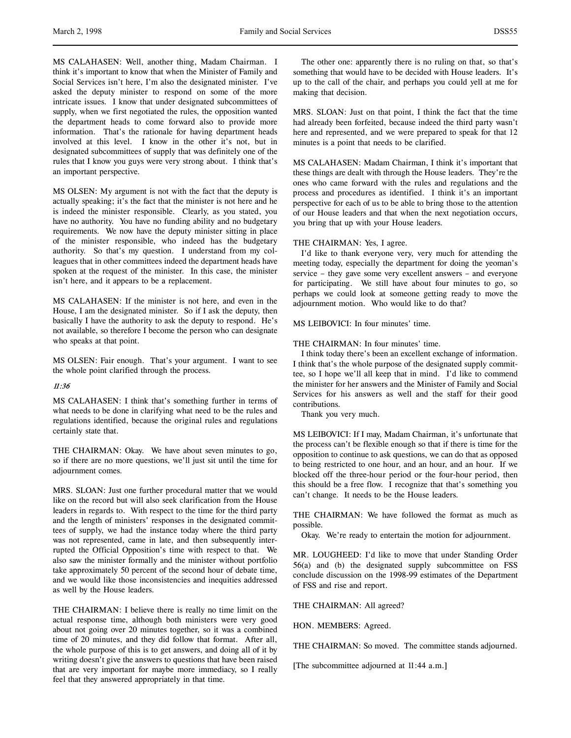MS CALAHASEN: Well, another thing, Madam Chairman. I think it's important to know that when the Minister of Family and Social Services isn't here, I'm also the designated minister. I've asked the deputy minister to respond on some of the more intricate issues. I know that under designated subcommittees of supply, when we first negotiated the rules, the opposition wanted the department heads to come forward also to provide more information. That's the rationale for having department heads involved at this level. I know in the other it's not, but in designated subcommittees of supply that was definitely one of the rules that I know you guys were very strong about. I think that's an important perspective.

MS OLSEN: My argument is not with the fact that the deputy is actually speaking; it's the fact that the minister is not here and he is indeed the minister responsible. Clearly, as you stated, you have no authority. You have no funding ability and no budgetary requirements. We now have the deputy minister sitting in place of the minister responsible, who indeed has the budgetary authority. So that's my question. I understand from my colleagues that in other committees indeed the department heads have spoken at the request of the minister. In this case, the minister isn't here, and it appears to be a replacement.

MS CALAHASEN: If the minister is not here, and even in the House, I am the designated minister. So if I ask the deputy, then basically I have the authority to ask the deputy to respond. He's not available, so therefore I become the person who can designate who speaks at that point.

MS OLSEN: Fair enough. That's your argument. I want to see the whole point clarified through the process.

*11:36*

MS CALAHASEN: I think that's something further in terms of what needs to be done in clarifying what need to be the rules and regulations identified, because the original rules and regulations certainly state that.

THE CHAIRMAN: Okay. We have about seven minutes to go, so if there are no more questions, we'll just sit until the time for adjournment comes.

MRS. SLOAN: Just one further procedural matter that we would like on the record but will also seek clarification from the House leaders in regards to. With respect to the time for the third party and the length of ministers' responses in the designated committees of supply, we had the instance today where the third party was not represented, came in late, and then subsequently interrupted the Official Opposition's time with respect to that. We also saw the minister formally and the minister without portfolio take approximately 50 percent of the second hour of debate time, and we would like those inconsistencies and inequities addressed as well by the House leaders.

THE CHAIRMAN: I believe there is really no time limit on the actual response time, although both ministers were very good about not going over 20 minutes together, so it was a combined time of 20 minutes, and they did follow that format. After all, the whole purpose of this is to get answers, and doing all of it by writing doesn't give the answers to questions that have been raised that are very important for maybe more immediacy, so I really feel that they answered appropriately in that time.

The other one: apparently there is no ruling on that, so that's something that would have to be decided with House leaders. It's up to the call of the chair, and perhaps you could yell at me for making that decision.

MRS. SLOAN: Just on that point, I think the fact that the time had already been forfeited, because indeed the third party wasn't here and represented, and we were prepared to speak for that 12 minutes is a point that needs to be clarified.

MS CALAHASEN: Madam Chairman, I think it's important that these things are dealt with through the House leaders. They're the ones who came forward with the rules and regulations and the process and procedures as identified. I think it's an important perspective for each of us to be able to bring those to the attention of our House leaders and that when the next negotiation occurs, you bring that up with your House leaders.

THE CHAIRMAN: Yes, I agree.

I'd like to thank everyone very, very much for attending the meeting today, especially the department for doing the yeoman's service – they gave some very excellent answers – and everyone for participating. We still have about four minutes to go, so perhaps we could look at someone getting ready to move the adjournment motion. Who would like to do that?

MS LEIBOVICI: In four minutes' time.

THE CHAIRMAN: In four minutes' time.

I think today there's been an excellent exchange of information. I think that's the whole purpose of the designated supply committee, so I hope we'll all keep that in mind. I'd like to commend the minister for her answers and the Minister of Family and Social Services for his answers as well and the staff for their good contributions.

Thank you very much.

MS LEIBOVICI: If I may, Madam Chairman, it's unfortunate that the process can't be flexible enough so that if there is time for the opposition to continue to ask questions, we can do that as opposed to being restricted to one hour, and an hour, and an hour. If we blocked off the three-hour period or the four-hour period, then this should be a free flow. I recognize that that's something you can't change. It needs to be the House leaders.

THE CHAIRMAN: We have followed the format as much as possible.

Okay. We're ready to entertain the motion for adjournment.

MR. LOUGHEED: I'd like to move that under Standing Order 56(a) and (b) the designated supply subcommittee on FSS conclude discussion on the 1998-99 estimates of the Department of FSS and rise and report.

THE CHAIRMAN: All agreed?

HON. MEMBERS: Agreed.

THE CHAIRMAN: So moved. The committee stands adjourned.

[The subcommittee adjourned at 11:44 a.m.]